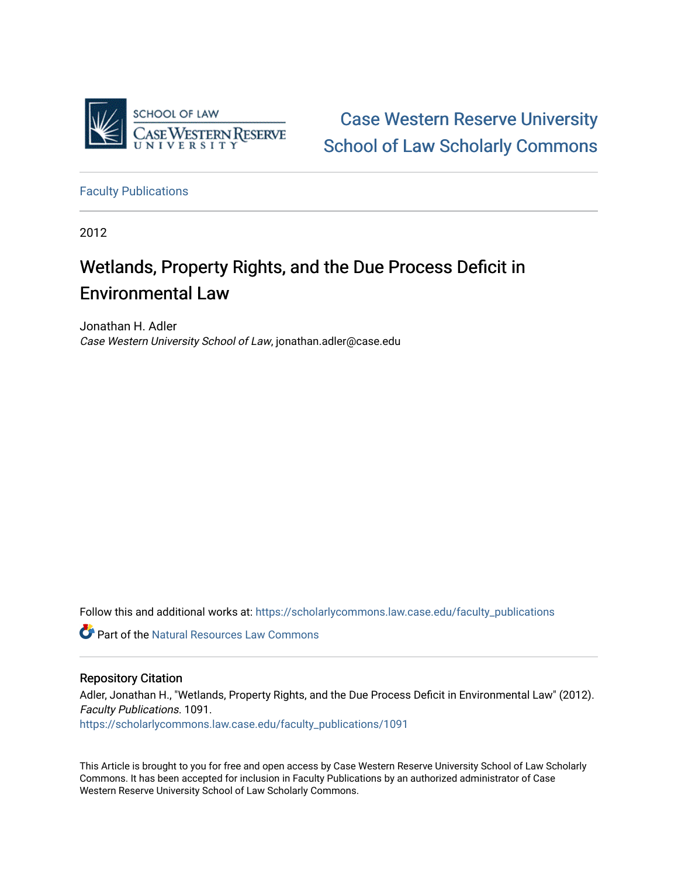SCHOOL OF LAW
CASE WESTERN RESERVE
UNIVERSITY

Case Western Reserve University
School of Law Scholarly Commons

Faculty Publications

2012

# Wetlands, Property Rights, and the Due Process Deficit in Environmental Law

Jonathan H. Adler
*Case Western University School of Law*, jonathan.adler@case.edu

Follow this and additional works at: https://scholarlycommons.law.case.edu/faculty_publications

Part of the Natural Resources Law Commons

## Repository Citation

Adler, Jonathan H., "Wetlands, Property Rights, and the Due Process Deficit in Environmental Law" (2012). *Faculty Publications*. 1091.
https://scholarlycommons.law.case.edu/faculty_publications/1091

This Article is brought to you for free and open access by Case Western Reserve University School of Law Scholarly Commons. It has been accepted for inclusion in Faculty Publications by an authorized administrator of Case Western Reserve University School of Law Scholarly Commons.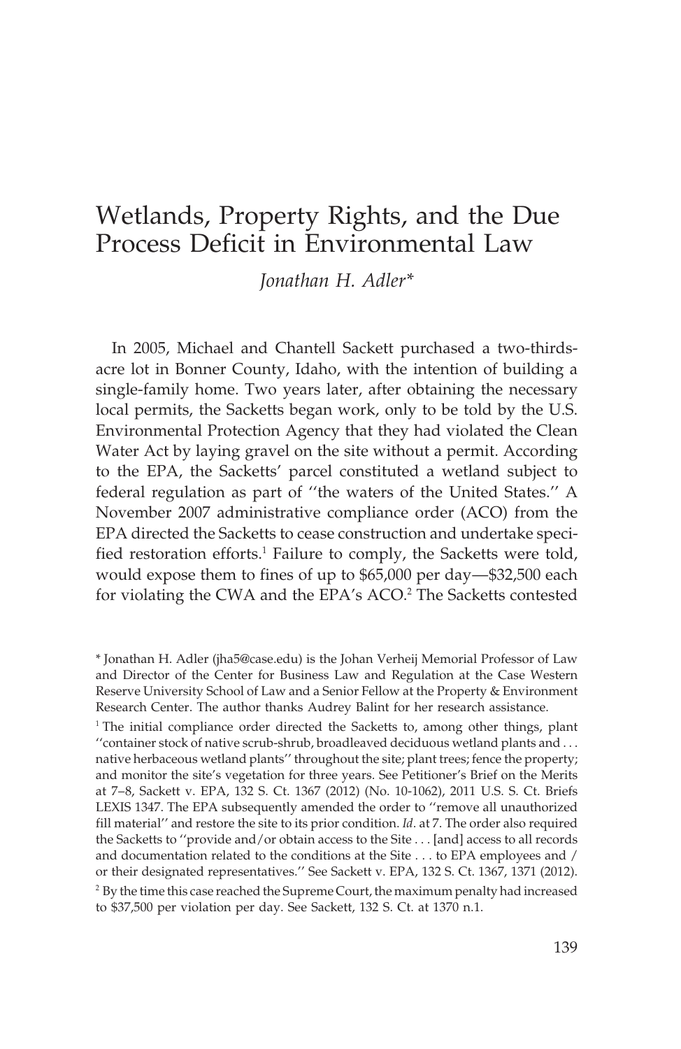# Wetlands, Property Rights, and the Due Process Deficit in Environmental Law

*Jonathan H. Adler**

In 2005, Michael and Chantell Sackett purchased a two-thirds-acre lot in Bonner County, Idaho, with the intention of building a single-family home. Two years later, after obtaining the necessary local permits, the Sacketts began work, only to be told by the U.S. Environmental Protection Agency that they had violated the Clean Water Act by laying gravel on the site without a permit. According to the EPA, the Sacketts' parcel constituted a wetland subject to federal regulation as part of ''the waters of the United States.'' A November 2007 administrative compliance order (ACO) from the EPA directed the Sacketts to cease construction and undertake specified restoration efforts.[1] Failure to comply, the Sacketts were told, would expose them to fines of up to $65,000 per day—$32,500 each for violating the CWA and the EPA's ACO.[2] The Sacketts contested

---

* Jonathan H. Adler (jha5@case.edu) is the Johan Verheij Memorial Professor of Law and Director of the Center for Business Law and Regulation at the Case Western Reserve University School of Law and a Senior Fellow at the Property & Environment Research Center. The author thanks Audrey Balint for her research assistance.

[1] The initial compliance order directed the Sacketts to, among other things, plant ''container stock of native scrub-shrub, broadleaved deciduous wetland plants and . . . native herbaceous wetland plants'' throughout the site; plant trees; fence the property; and monitor the site's vegetation for three years. See Petitioner's Brief on the Merits at 7–8, Sackett v. EPA, 132 S. Ct. 1367 (2012) (No. 10-1062), 2011 U.S. S. Ct. Briefs LEXIS 1347. The EPA subsequently amended the order to ''remove all unauthorized fill material'' and restore the site to its prior condition. *Id*. at 7. The order also required the Sacketts to ''provide and/or obtain access to the Site . . . [and] access to all records and documentation related to the conditions at the Site . . . to EPA employees and / or their designated representatives.'' See Sackett v. EPA, 132 S. Ct. 1367, 1371 (2012).

[2] By the time this case reached the Supreme Court, the maximum penalty had increased to $37,500 per violation per day. See Sackett, 132 S. Ct. at 1370 n.1.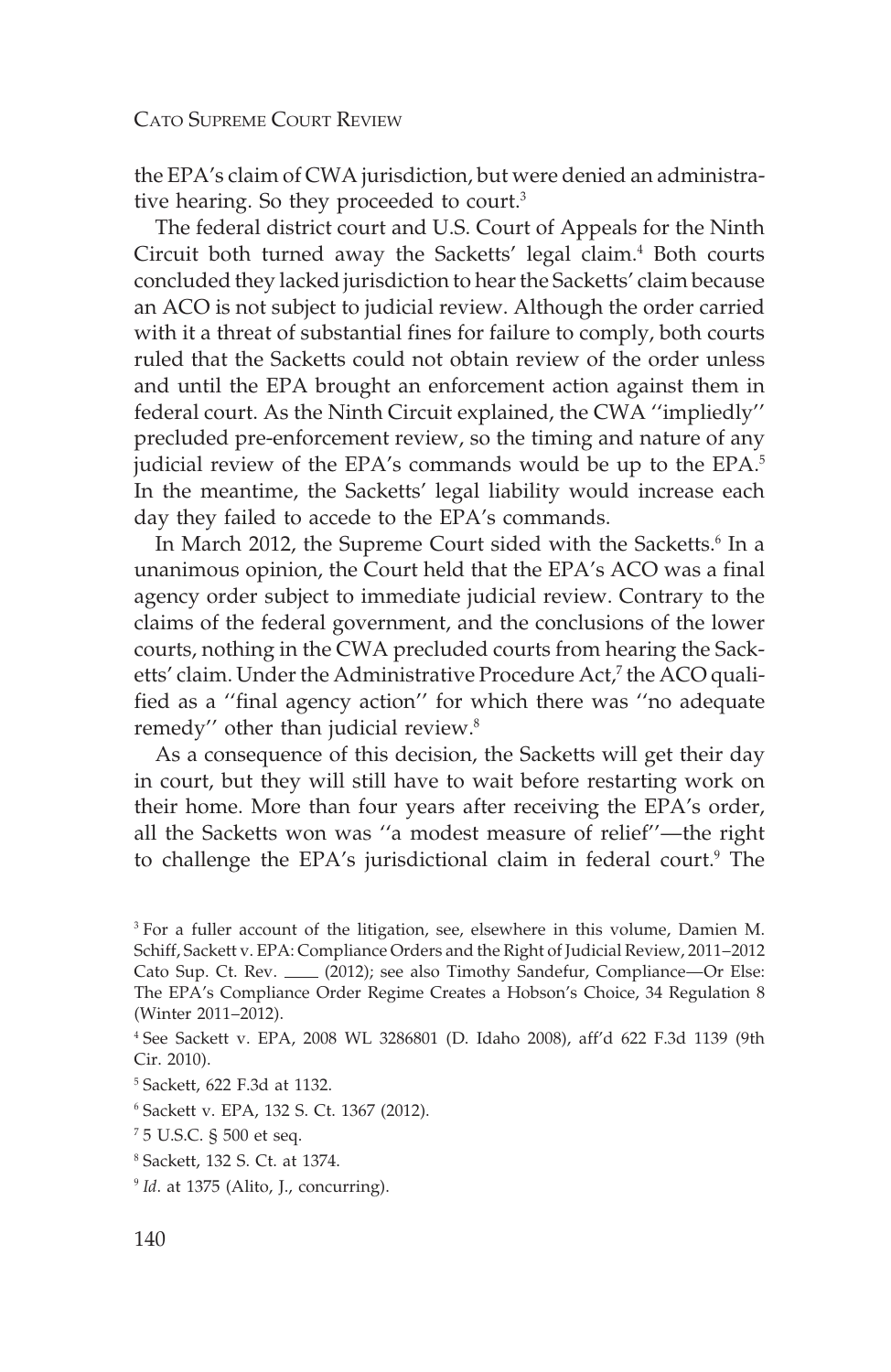the EPA's claim of CWA jurisdiction, but were denied an administrative hearing. So they proceeded to court.[3]

The federal district court and U.S. Court of Appeals for the Ninth Circuit both turned away the Sacketts' legal claim.[4] Both courts concluded they lacked jurisdiction to hear the Sacketts' claim because an ACO is not subject to judicial review. Although the order carried with it a threat of substantial fines for failure to comply, both courts ruled that the Sacketts could not obtain review of the order unless and until the EPA brought an enforcement action against them in federal court. As the Ninth Circuit explained, the CWA ''impliedly'' precluded pre-enforcement review, so the timing and nature of any judicial review of the EPA's commands would be up to the EPA.[5] In the meantime, the Sacketts' legal liability would increase each day they failed to accede to the EPA's commands.

In March 2012, the Supreme Court sided with the Sacketts.[6] In a unanimous opinion, the Court held that the EPA's ACO was a final agency order subject to immediate judicial review. Contrary to the claims of the federal government, and the conclusions of the lower courts, nothing in the CWA precluded courts from hearing the Sacketts' claim. Under the Administrative Procedure Act,[7] the ACO qualified as a ''final agency action'' for which there was ''no adequate remedy'' other than judicial review.[8]

As a consequence of this decision, the Sacketts will get their day in court, but they will still have to wait before restarting work on their home. More than four years after receiving the EPA's order, all the Sacketts won was ''a modest measure of relief''—the right to challenge the EPA's jurisdictional claim in federal court.[9] The

[3] For a fuller account of the litigation, see, elsewhere in this volume, Damien M. Schiff, Sackett v. EPA: Compliance Orders and the Right of Judicial Review, 2011–2012 Cato Sup. Ct. Rev. ____ (2012); see also Timothy Sandefur, Compliance—Or Else: The EPA's Compliance Order Regime Creates a Hobson's Choice, 34 Regulation 8 (Winter 2011–2012).

[4] See Sackett v. EPA, 2008 WL 3286801 (D. Idaho 2008), aff'd 622 F.3d 1139 (9th Cir. 2010).

[5] Sackett, 622 F.3d at 1132.

[6] Sackett v. EPA, 132 S. Ct. 1367 (2012).

[7] 5 U.S.C. § 500 et seq.

[8] Sackett, 132 S. Ct. at 1374.

[9] *Id*. at 1375 (Alito, J., concurring).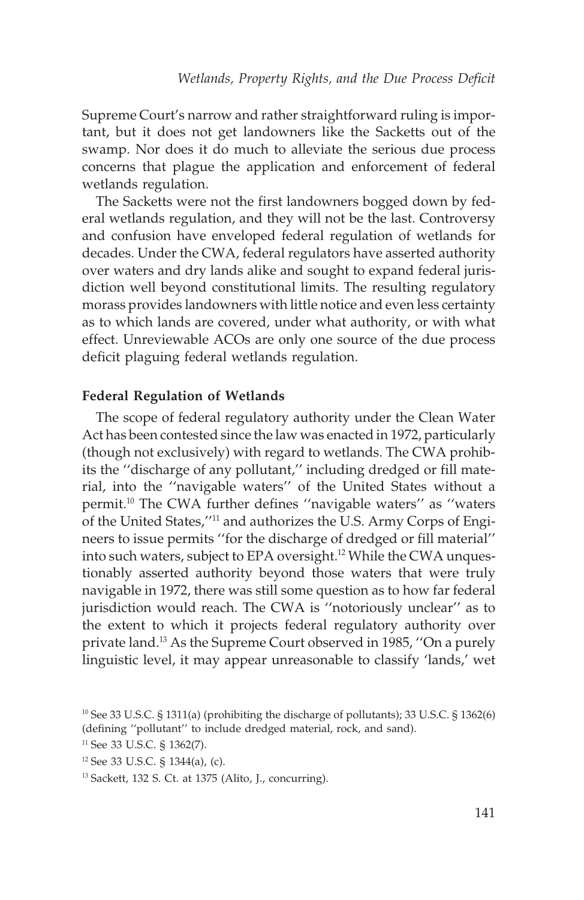Supreme Court's narrow and rather straightforward ruling is important, but it does not get landowners like the Sacketts out of the swamp. Nor does it do much to alleviate the serious due process concerns that plague the application and enforcement of federal wetlands regulation.

The Sacketts were not the first landowners bogged down by federal wetlands regulation, and they will not be the last. Controversy and confusion have enveloped federal regulation of wetlands for decades. Under the CWA, federal regulators have asserted authority over waters and dry lands alike and sought to expand federal jurisdiction well beyond constitutional limits. The resulting regulatory morass provides landowners with little notice and even less certainty as to which lands are covered, under what authority, or with what effect. Unreviewable ACOs are only one source of the due process deficit plaguing federal wetlands regulation.

### Federal Regulation of Wetlands

The scope of federal regulatory authority under the Clean Water Act has been contested since the law was enacted in 1972, particularly (though not exclusively) with regard to wetlands. The CWA prohibits the ''discharge of any pollutant,'' including dredged or fill material, into the ''navigable waters'' of the United States without a permit.[10] The CWA further defines ''navigable waters'' as ''waters of the United States,''[11] and authorizes the U.S. Army Corps of Engineers to issue permits ''for the discharge of dredged or fill material'' into such waters, subject to EPA oversight.[12] While the CWA unquestionably asserted authority beyond those waters that were truly navigable in 1972, there was still some question as to how far federal jurisdiction would reach. The CWA is ''notoriously unclear'' as to the extent to which it projects federal regulatory authority over private land.[13] As the Supreme Court observed in 1985, ''On a purely linguistic level, it may appear unreasonable to classify 'lands,' wet

[10] See 33 U.S.C. § 1311(a) (prohibiting the discharge of pollutants); 33 U.S.C. § 1362(6) (defining ''pollutant'' to include dredged material, rock, and sand).

[11] See 33 U.S.C. § 1362(7).

[12] See 33 U.S.C. § 1344(a), (c).

[13] Sackett, 132 S. Ct. at 1375 (Alito, J., concurring).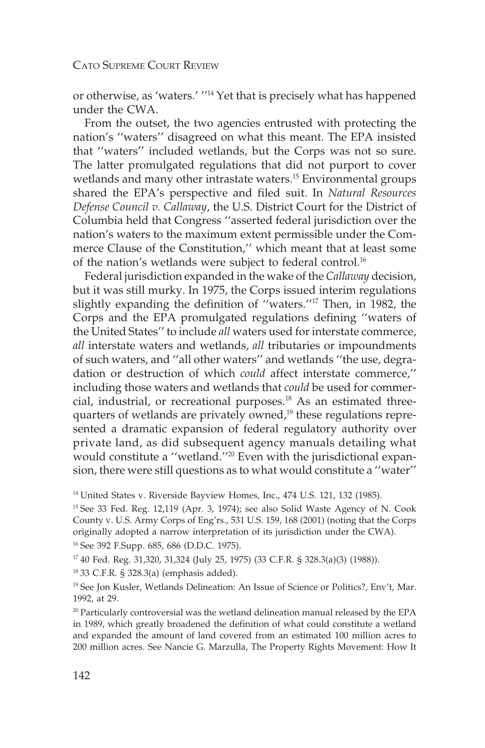or otherwise, as 'waters.' "[14] Yet that is precisely what has happened under the CWA.

From the outset, the two agencies entrusted with protecting the nation's "waters" disagreed on what this meant. The EPA insisted that "waters" included wetlands, but the Corps was not so sure. The latter promulgated regulations that did not purport to cover wetlands and many other intrastate waters.[15] Environmental groups shared the EPA's perspective and filed suit. In *Natural Resources Defense Council v. Callaway*, the U.S. District Court for the District of Columbia held that Congress "asserted federal jurisdiction over the nation's waters to the maximum extent permissible under the Commerce Clause of the Constitution," which meant that at least some of the nation's wetlands were subject to federal control.[16]

Federal jurisdiction expanded in the wake of the *Callaway* decision, but it was still murky. In 1975, the Corps issued interim regulations slightly expanding the definition of "waters."[17] Then, in 1982, the Corps and the EPA promulgated regulations defining "waters of the United States" to include *all* waters used for interstate commerce, *all* interstate waters and wetlands, *all* tributaries or impoundments of such waters, and "all other waters" and wetlands "the use, degradation or destruction of which *could* affect interstate commerce," including those waters and wetlands that *could* be used for commercial, industrial, or recreational purposes.[18] As an estimated three-quarters of wetlands are privately owned,[19] these regulations represented a dramatic expansion of federal regulatory authority over private land, as did subsequent agency manuals detailing what would constitute a "wetland."[20] Even with the jurisdictional expansion, there were still questions as to what would constitute a "water"

[14] United States v. Riverside Bayview Homes, Inc., 474 U.S. 121, 132 (1985).

[15] See 33 Fed. Reg. 12,119 (Apr. 3, 1974); see also Solid Waste Agency of N. Cook County v. U.S. Army Corps of Eng'rs., 531 U.S. 159, 168 (2001) (noting that the Corps originally adopted a narrow interpretation of its jurisdiction under the CWA).

[16] See 392 F.Supp. 685, 686 (D.D.C. 1975).

[17] 40 Fed. Reg. 31,320, 31,324 (July 25, 1975) (33 C.F.R. § 328.3(a)(3) (1988)).

[18] 33 C.F.R. § 328.3(a) (emphasis added).

[19] See Jon Kusler, Wetlands Delineation: An Issue of Science or Politics?, Env't, Mar. 1992, at 29.

[20] Particularly controversial was the wetland delineation manual released by the EPA in 1989, which greatly broadened the definition of what could constitute a wetland and expanded the amount of land covered from an estimated 100 million acres to 200 million acres. See Nancie G. Marzulla, The Property Rights Movement: How It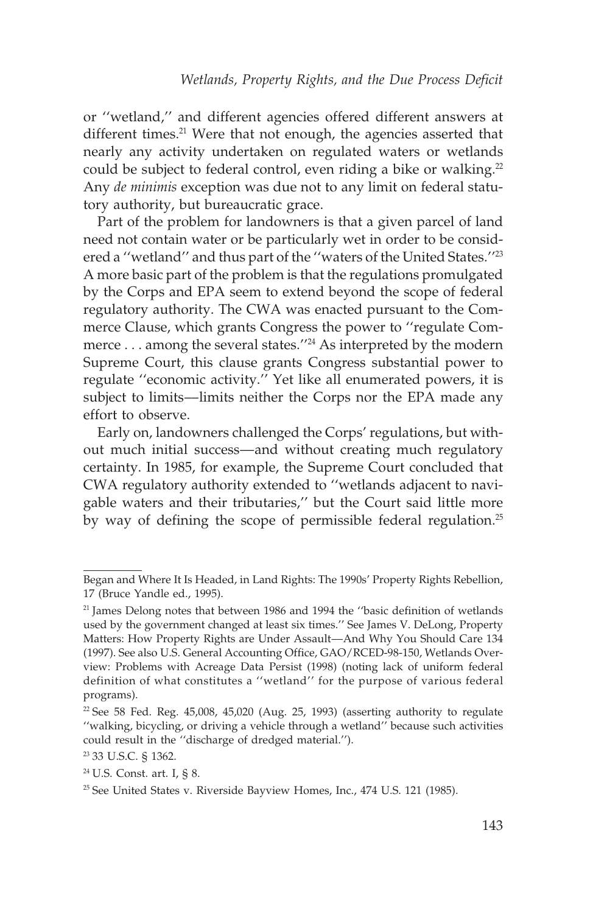or ''wetland,'' and different agencies offered different answers at different times.[21] Were that not enough, the agencies asserted that nearly any activity undertaken on regulated waters or wetlands could be subject to federal control, even riding a bike or walking.[22] Any *de minimis* exception was due not to any limit on federal statutory authority, but bureaucratic grace.

Part of the problem for landowners is that a given parcel of land need not contain water or be particularly wet in order to be considered a ''wetland'' and thus part of the ''waters of the United States.''[23] A more basic part of the problem is that the regulations promulgated by the Corps and EPA seem to extend beyond the scope of federal regulatory authority. The CWA was enacted pursuant to the Commerce Clause, which grants Congress the power to ''regulate Commerce . . . among the several states.''[24] As interpreted by the modern Supreme Court, this clause grants Congress substantial power to regulate ''economic activity.'' Yet like all enumerated powers, it is subject to limits—limits neither the Corps nor the EPA made any effort to observe.

Early on, landowners challenged the Corps' regulations, but without much initial success—and without creating much regulatory certainty. In 1985, for example, the Supreme Court concluded that CWA regulatory authority extended to ''wetlands adjacent to navigable waters and their tributaries,'' but the Court said little more by way of defining the scope of permissible federal regulation.[25]

---

Began and Where It Is Headed, in Land Rights: The 1990s' Property Rights Rebellion, 17 (Bruce Yandle ed., 1995).

[21] James Delong notes that between 1986 and 1994 the ''basic definition of wetlands used by the government changed at least six times.'' See James V. DeLong, Property Matters: How Property Rights are Under Assault—And Why You Should Care 134 (1997). See also U.S. General Accounting Office, GAO/RCED-98-150, Wetlands Overview: Problems with Acreage Data Persist (1998) (noting lack of uniform federal definition of what constitutes a ''wetland'' for the purpose of various federal programs).

[22] See 58 Fed. Reg. 45,008, 45,020 (Aug. 25, 1993) (asserting authority to regulate ''walking, bicycling, or driving a vehicle through a wetland'' because such activities could result in the ''discharge of dredged material.'').

[23] 33 U.S.C. § 1362.

[24] U.S. Const. art. I, § 8.

[25] See United States v. Riverside Bayview Homes, Inc., 474 U.S. 121 (1985).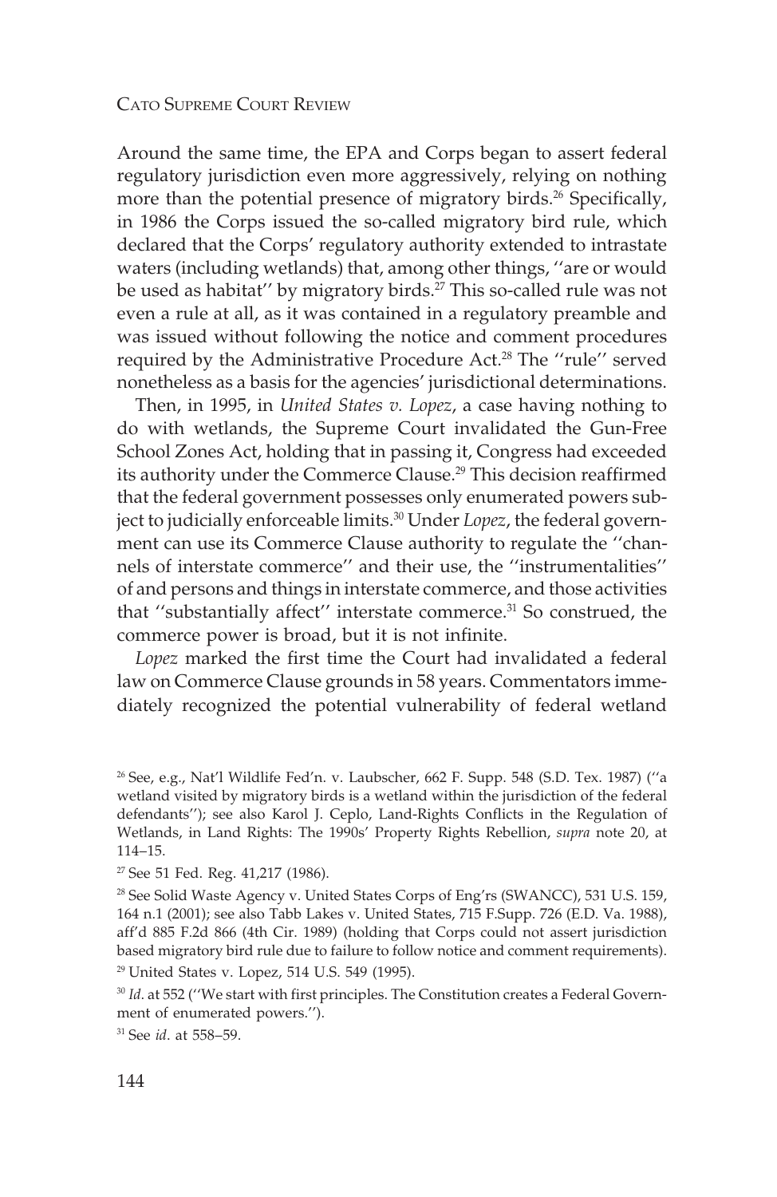Around the same time, the EPA and Corps began to assert federal regulatory jurisdiction even more aggressively, relying on nothing more than the potential presence of migratory birds.[26] Specifically, in 1986 the Corps issued the so-called migratory bird rule, which declared that the Corps' regulatory authority extended to intrastate waters (including wetlands) that, among other things, ''are or would be used as habitat'' by migratory birds.[27] This so-called rule was not even a rule at all, as it was contained in a regulatory preamble and was issued without following the notice and comment procedures required by the Administrative Procedure Act.[28] The ''rule'' served nonetheless as a basis for the agencies' jurisdictional determinations.

Then, in 1995, in *United States v. Lopez*, a case having nothing to do with wetlands, the Supreme Court invalidated the Gun-Free School Zones Act, holding that in passing it, Congress had exceeded its authority under the Commerce Clause.[29] This decision reaffirmed that the federal government possesses only enumerated powers subject to judicially enforceable limits.[30] Under *Lopez*, the federal government can use its Commerce Clause authority to regulate the ''channels of interstate commerce'' and their use, the ''instrumentalities'' of and persons and things in interstate commerce, and those activities that ''substantially affect'' interstate commerce.[31] So construed, the commerce power is broad, but it is not infinite.

*Lopez* marked the first time the Court had invalidated a federal law on Commerce Clause grounds in 58 years. Commentators immediately recognized the potential vulnerability of federal wetland

---

[26] See, e.g., Nat'l Wildlife Fed'n. v. Laubscher, 662 F. Supp. 548 (S.D. Tex. 1987) (''a wetland visited by migratory birds is a wetland within the jurisdiction of the federal defendants''); see also Karol J. Ceplo, Land-Rights Conflicts in the Regulation of Wetlands, in Land Rights: The 1990s' Property Rights Rebellion, *supra* note 20, at 114–15.

[27] See 51 Fed. Reg. 41,217 (1986).

[28] See Solid Waste Agency v. United States Corps of Eng'rs (SWANCC), 531 U.S. 159, 164 n.1 (2001); see also Tabb Lakes v. United States, 715 F.Supp. 726 (E.D. Va. 1988), aff'd 885 F.2d 866 (4th Cir. 1989) (holding that Corps could not assert jurisdiction based migratory bird rule due to failure to follow notice and comment requirements).

[29] United States v. Lopez, 514 U.S. 549 (1995).

[30] *Id*. at 552 (''We start with first principles. The Constitution creates a Federal Government of enumerated powers.'').

[31] See *id*. at 558–59.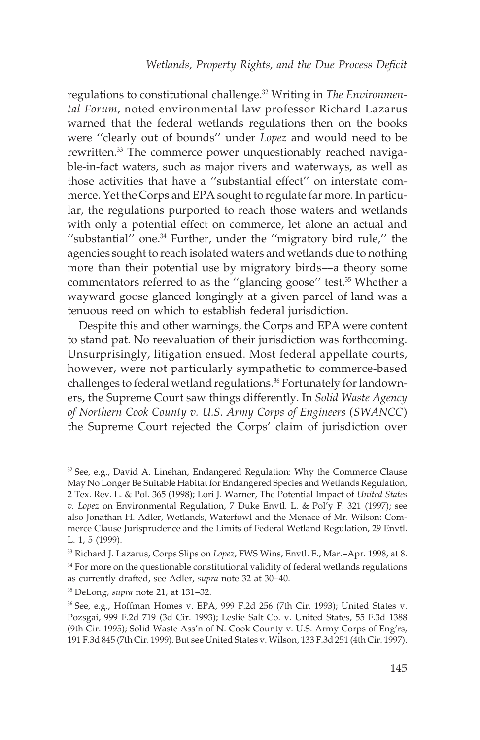regulations to constitutional challenge.[32] Writing in *The Environmental Forum*, noted environmental law professor Richard Lazarus warned that the federal wetlands regulations then on the books were ''clearly out of bounds'' under *Lopez* and would need to be rewritten.[33] The commerce power unquestionably reached navigable-in-fact waters, such as major rivers and waterways, as well as those activities that have a ''substantial effect'' on interstate commerce. Yet the Corps and EPA sought to regulate far more. In particular, the regulations purported to reach those waters and wetlands with only a potential effect on commerce, let alone an actual and ''substantial'' one.[34] Further, under the ''migratory bird rule,'' the agencies sought to reach isolated waters and wetlands due to nothing more than their potential use by migratory birds—a theory some commentators referred to as the ''glancing goose'' test.[35] Whether a wayward goose glanced longingly at a given parcel of land was a tenuous reed on which to establish federal jurisdiction.

Despite this and other warnings, the Corps and EPA were content to stand pat. No reevaluation of their jurisdiction was forthcoming. Unsurprisingly, litigation ensued. Most federal appellate courts, however, were not particularly sympathetic to commerce-based challenges to federal wetland regulations.[36] Fortunately for landowners, the Supreme Court saw things differently. In *Solid Waste Agency of Northern Cook County v. U.S. Army Corps of Engineers* (*SWANCC*) the Supreme Court rejected the Corps' claim of jurisdiction over

[32] See, e.g., David A. Linehan, Endangered Regulation: Why the Commerce Clause May No Longer Be Suitable Habitat for Endangered Species and Wetlands Regulation, 2 Tex. Rev. L. & Pol. 365 (1998); Lori J. Warner, The Potential Impact of *United States v. Lopez* on Environmental Regulation, 7 Duke Envtl. L. & Pol'y F. 321 (1997); see also Jonathan H. Adler, Wetlands, Waterfowl and the Menace of Mr. Wilson: Commerce Clause Jurisprudence and the Limits of Federal Wetland Regulation, 29 Envtl. L. 1, 5 (1999).

[33] Richard J. Lazarus, Corps Slips on *Lopez*, FWS Wins, Envtl. F., Mar.–Apr. 1998, at 8.

[34] For more on the questionable constitutional validity of federal wetlands regulations as currently drafted, see Adler, *supra* note 32 at 30–40.

[35] DeLong, *supra* note 21, at 131–32.

[36] See, e.g., Hoffman Homes v. EPA, 999 F.2d 256 (7th Cir. 1993); United States v. Pozsgai, 999 F.2d 719 (3d Cir. 1993); Leslie Salt Co. v. United States, 55 F.3d 1388 (9th Cir. 1995); Solid Waste Ass'n of N. Cook County v. U.S. Army Corps of Eng'rs, 191 F.3d 845 (7th Cir. 1999). But see United States v. Wilson, 133 F.3d 251 (4th Cir. 1997).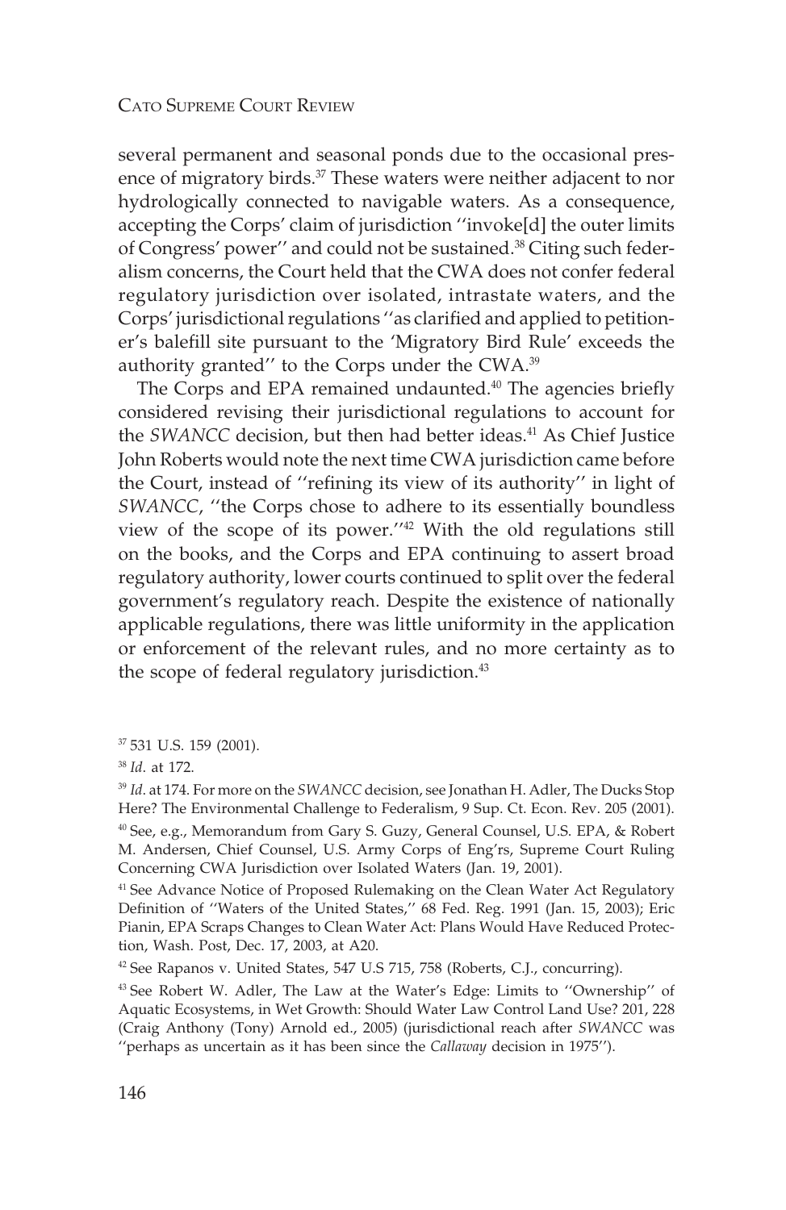several permanent and seasonal ponds due to the occasional presence of migratory birds.[37] These waters were neither adjacent to nor hydrologically connected to navigable waters. As a consequence, accepting the Corps' claim of jurisdiction ''invoke[d] the outer limits of Congress' power'' and could not be sustained.[38] Citing such federalism concerns, the Court held that the CWA does not confer federal regulatory jurisdiction over isolated, intrastate waters, and the Corps' jurisdictional regulations ''as clarified and applied to petitioner's balefill site pursuant to the 'Migratory Bird Rule' exceeds the authority granted'' to the Corps under the CWA.[39]

The Corps and EPA remained undaunted.[40] The agencies briefly considered revising their jurisdictional regulations to account for the *SWANCC* decision, but then had better ideas.[41] As Chief Justice John Roberts would note the next time CWA jurisdiction came before the Court, instead of ''refining its view of its authority'' in light of *SWANCC*, ''the Corps chose to adhere to its essentially boundless view of the scope of its power.''[42] With the old regulations still on the books, and the Corps and EPA continuing to assert broad regulatory authority, lower courts continued to split over the federal government's regulatory reach. Despite the existence of nationally applicable regulations, there was little uniformity in the application or enforcement of the relevant rules, and no more certainty as to the scope of federal regulatory jurisdiction.[43]

---

[37] 531 U.S. 159 (2001).

[38] *Id.* at 172.

[39] *Id.* at 174. For more on the *SWANCC* decision, see Jonathan H. Adler, The Ducks Stop Here? The Environmental Challenge to Federalism, 9 Sup. Ct. Econ. Rev. 205 (2001).

[40] See, e.g., Memorandum from Gary S. Guzy, General Counsel, U.S. EPA, & Robert M. Andersen, Chief Counsel, U.S. Army Corps of Eng'rs, Supreme Court Ruling Concerning CWA Jurisdiction over Isolated Waters (Jan. 19, 2001).

[41] See Advance Notice of Proposed Rulemaking on the Clean Water Act Regulatory Definition of ''Waters of the United States,'' 68 Fed. Reg. 1991 (Jan. 15, 2003); Eric Pianin, EPA Scraps Changes to Clean Water Act: Plans Would Have Reduced Protection, Wash. Post, Dec. 17, 2003, at A20.

[42] See Rapanos v. United States, 547 U.S 715, 758 (Roberts, C.J., concurring).

[43] See Robert W. Adler, The Law at the Water's Edge: Limits to ''Ownership'' of Aquatic Ecosystems, in Wet Growth: Should Water Law Control Land Use? 201, 228 (Craig Anthony (Tony) Arnold ed., 2005) (jurisdictional reach after *SWANCC* was ''perhaps as uncertain as it has been since the *Callaway* decision in 1975'').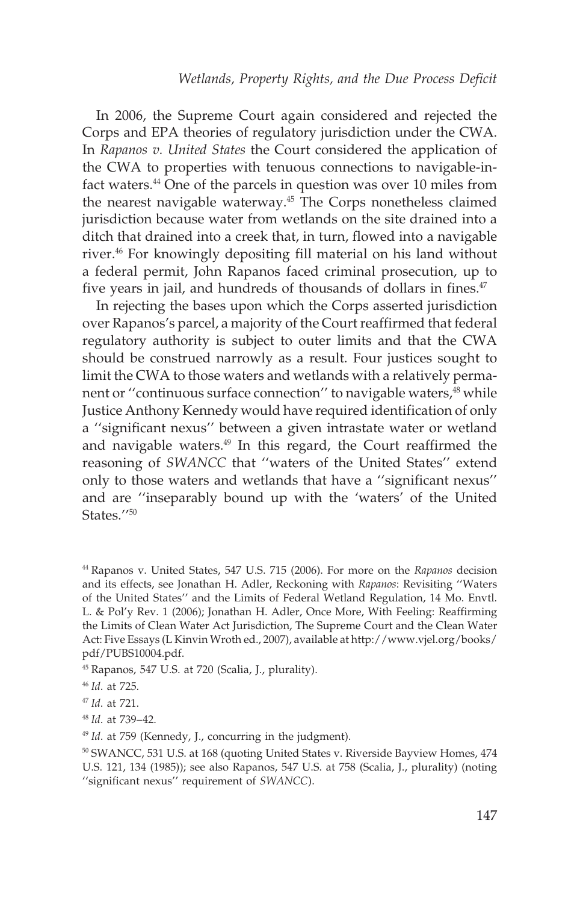In 2006, the Supreme Court again considered and rejected the Corps and EPA theories of regulatory jurisdiction under the CWA. In *Rapanos v. United States* the Court considered the application of the CWA to properties with tenuous connections to navigable-in-fact waters.[44] One of the parcels in question was over 10 miles from the nearest navigable waterway.[45] The Corps nonetheless claimed jurisdiction because water from wetlands on the site drained into a ditch that drained into a creek that, in turn, flowed into a navigable river.[46] For knowingly depositing fill material on his land without a federal permit, John Rapanos faced criminal prosecution, up to five years in jail, and hundreds of thousands of dollars in fines.[47]

In rejecting the bases upon which the Corps asserted jurisdiction over Rapanos's parcel, a majority of the Court reaffirmed that federal regulatory authority is subject to outer limits and that the CWA should be construed narrowly as a result. Four justices sought to limit the CWA to those waters and wetlands with a relatively permanent or ''continuous surface connection'' to navigable waters,[48] while Justice Anthony Kennedy would have required identification of only a ''significant nexus'' between a given intrastate water or wetland and navigable waters.[49] In this regard, the Court reaffirmed the reasoning of *SWANCC* that ''waters of the United States'' extend only to those waters and wetlands that have a ''significant nexus'' and are ''inseparably bound up with the 'waters' of the United States.''[50]

---

[44] Rapanos v. United States, 547 U.S. 715 (2006). For more on the *Rapanos* decision and its effects, see Jonathan H. Adler, Reckoning with *Rapanos*: Revisiting ''Waters of the United States'' and the Limits of Federal Wetland Regulation, 14 Mo. Envtl. L. & Pol'y Rev. 1 (2006); Jonathan H. Adler, Once More, With Feeling: Reaffirming the Limits of Clean Water Act Jurisdiction, The Supreme Court and the Clean Water Act: Five Essays (L Kinvin Wroth ed., 2007), available at http://www.vjel.org/books/pdf/PUBS10004.pdf.

[45] Rapanos, 547 U.S. at 720 (Scalia, J., plurality).

[46] *Id*. at 725.

[47] *Id*. at 721.

[48] *Id*. at 739–42.

[49] *Id*. at 759 (Kennedy, J., concurring in the judgment).

[50] SWANCC, 531 U.S. at 168 (quoting United States v. Riverside Bayview Homes, 474 U.S. 121, 134 (1985)); see also Rapanos, 547 U.S. at 758 (Scalia, J., plurality) (noting ''significant nexus'' requirement of *SWANCC*).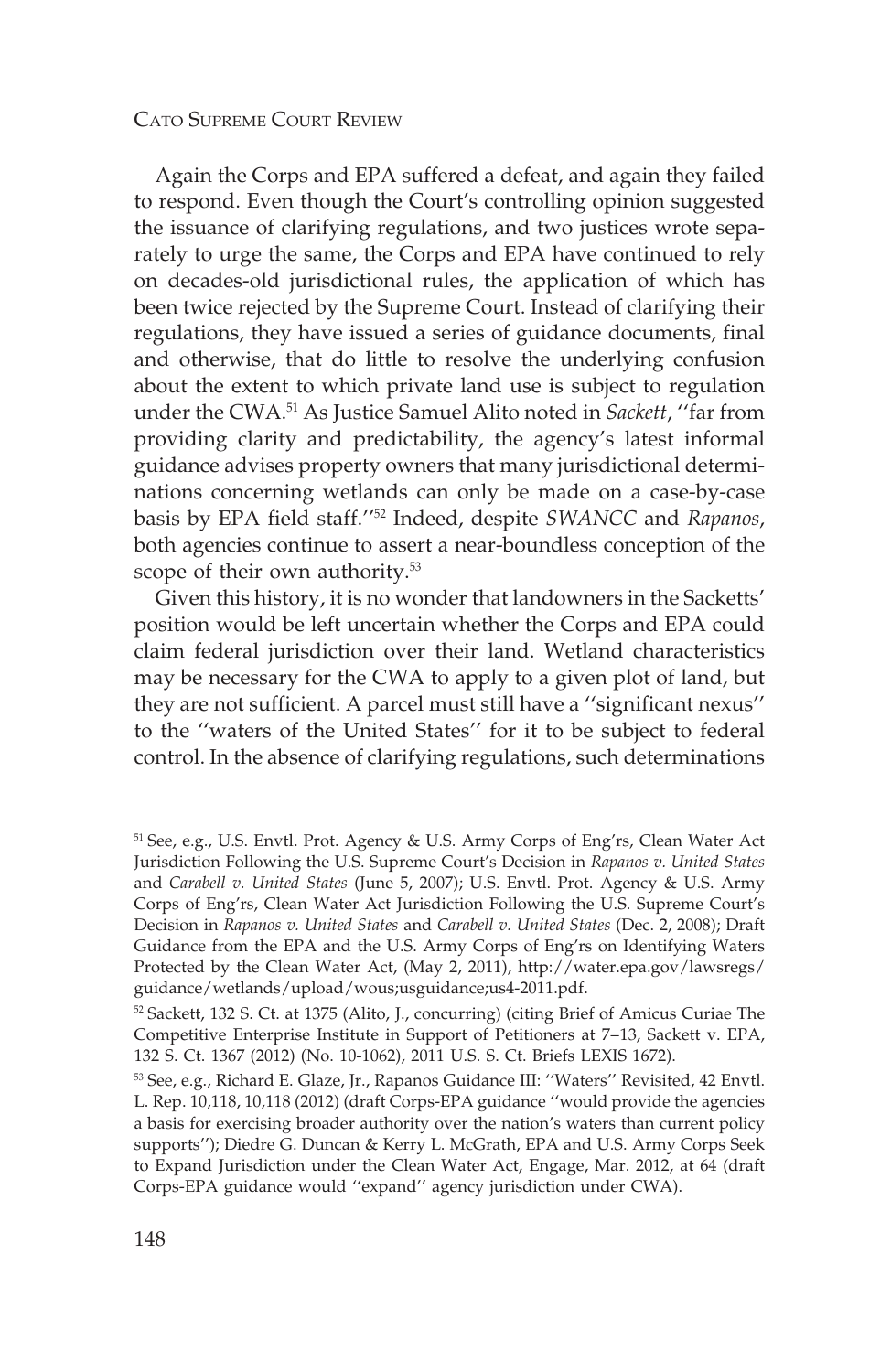Again the Corps and EPA suffered a defeat, and again they failed to respond. Even though the Court's controlling opinion suggested the issuance of clarifying regulations, and two justices wrote separately to urge the same, the Corps and EPA have continued to rely on decades-old jurisdictional rules, the application of which has been twice rejected by the Supreme Court. Instead of clarifying their regulations, they have issued a series of guidance documents, final and otherwise, that do little to resolve the underlying confusion about the extent to which private land use is subject to regulation under the CWA.[51] As Justice Samuel Alito noted in *Sackett*, ''far from providing clarity and predictability, the agency's latest informal guidance advises property owners that many jurisdictional determinations concerning wetlands can only be made on a case-by-case basis by EPA field staff.''[52] Indeed, despite *SWANCC* and *Rapanos*, both agencies continue to assert a near-boundless conception of the scope of their own authority.[53]

Given this history, it is no wonder that landowners in the Sacketts' position would be left uncertain whether the Corps and EPA could claim federal jurisdiction over their land. Wetland characteristics may be necessary for the CWA to apply to a given plot of land, but they are not sufficient. A parcel must still have a ''significant nexus'' to the ''waters of the United States'' for it to be subject to federal control. In the absence of clarifying regulations, such determinations

---

[51] See, e.g., U.S. Envtl. Prot. Agency & U.S. Army Corps of Eng'rs, Clean Water Act Jurisdiction Following the U.S. Supreme Court's Decision in *Rapanos v. United States* and *Carabell v. United States* (June 5, 2007); U.S. Envtl. Prot. Agency & U.S. Army Corps of Eng'rs, Clean Water Act Jurisdiction Following the U.S. Supreme Court's Decision in *Rapanos v. United States* and *Carabell v. United States* (Dec. 2, 2008); Draft Guidance from the EPA and the U.S. Army Corps of Eng'rs on Identifying Waters Protected by the Clean Water Act, (May 2, 2011), http://water.epa.gov/lawsregs/guidance/wetlands/upload/wous;usguidance;us4-2011.pdf.

[52] Sackett, 132 S. Ct. at 1375 (Alito, J., concurring) (citing Brief of Amicus Curiae The Competitive Enterprise Institute in Support of Petitioners at 7–13, Sackett v. EPA, 132 S. Ct. 1367 (2012) (No. 10-1062), 2011 U.S. S. Ct. Briefs LEXIS 1672).

[53] See, e.g., Richard E. Glaze, Jr., Rapanos Guidance III: ''Waters'' Revisited, 42 Envtl. L. Rep. 10,118, 10,118 (2012) (draft Corps-EPA guidance ''would provide the agencies a basis for exercising broader authority over the nation's waters than current policy supports''); Diedre G. Duncan & Kerry L. McGrath, EPA and U.S. Army Corps Seek to Expand Jurisdiction under the Clean Water Act, Engage, Mar. 2012, at 64 (draft Corps-EPA guidance would ''expand'' agency jurisdiction under CWA).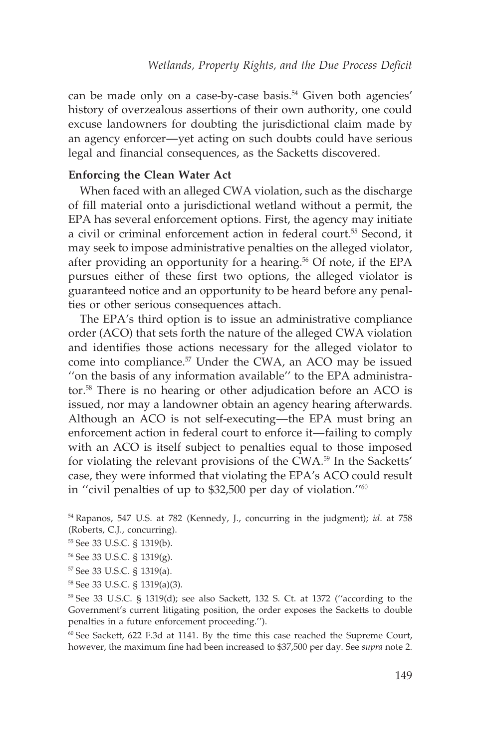can be made only on a case-by-case basis.[54] Given both agencies' history of overzealous assertions of their own authority, one could excuse landowners for doubting the jurisdictional claim made by an agency enforcer—yet acting on such doubts could have serious legal and financial consequences, as the Sacketts discovered.

### Enforcing the Clean Water Act

When faced with an alleged CWA violation, such as the discharge of fill material onto a jurisdictional wetland without a permit, the EPA has several enforcement options. First, the agency may initiate a civil or criminal enforcement action in federal court.[55] Second, it may seek to impose administrative penalties on the alleged violator, after providing an opportunity for a hearing.[56] Of note, if the EPA pursues either of these first two options, the alleged violator is guaranteed notice and an opportunity to be heard before any penalties or other serious consequences attach.

The EPA's third option is to issue an administrative compliance order (ACO) that sets forth the nature of the alleged CWA violation and identifies those actions necessary for the alleged violator to come into compliance.[57] Under the CWA, an ACO may be issued ''on the basis of any information available'' to the EPA administrator.[58] There is no hearing or other adjudication before an ACO is issued, nor may a landowner obtain an agency hearing afterwards. Although an ACO is not self-executing—the EPA must bring an enforcement action in federal court to enforce it—failing to comply with an ACO is itself subject to penalties equal to those imposed for violating the relevant provisions of the CWA.[59] In the Sacketts' case, they were informed that violating the EPA's ACO could result in ''civil penalties of up to $32,500 per day of violation.''[60]

[54] Rapanos, 547 U.S. at 782 (Kennedy, J., concurring in the judgment); *id*. at 758 (Roberts, C.J., concurring).

[55] See 33 U.S.C. § 1319(b).

[56] See 33 U.S.C. § 1319(g).

[57] See 33 U.S.C. § 1319(a).

[58] See 33 U.S.C. § 1319(a)(3).

[59] See 33 U.S.C. § 1319(d); see also Sackett, 132 S. Ct. at 1372 (''according to the Government's current litigating position, the order exposes the Sacketts to double penalties in a future enforcement proceeding.'').

[60] See Sackett, 622 F.3d at 1141. By the time this case reached the Supreme Court, however, the maximum fine had been increased to $37,500 per day. See *supra* note 2.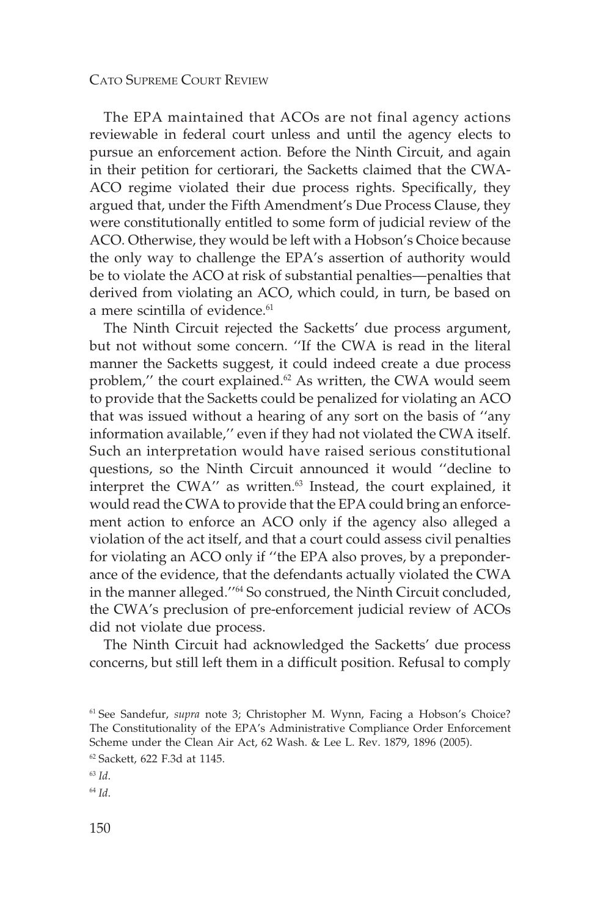The EPA maintained that ACOs are not final agency actions reviewable in federal court unless and until the agency elects to pursue an enforcement action. Before the Ninth Circuit, and again in their petition for certiorari, the Sacketts claimed that the CWA-ACO regime violated their due process rights. Specifically, they argued that, under the Fifth Amendment's Due Process Clause, they were constitutionally entitled to some form of judicial review of the ACO. Otherwise, they would be left with a Hobson's Choice because the only way to challenge the EPA's assertion of authority would be to violate the ACO at risk of substantial penalties—penalties that derived from violating an ACO, which could, in turn, be based on a mere scintilla of evidence.[61]

The Ninth Circuit rejected the Sacketts' due process argument, but not without some concern. ''If the CWA is read in the literal manner the Sacketts suggest, it could indeed create a due process problem,'' the court explained.[62] As written, the CWA would seem to provide that the Sacketts could be penalized for violating an ACO that was issued without a hearing of any sort on the basis of ''any information available,'' even if they had not violated the CWA itself. Such an interpretation would have raised serious constitutional questions, so the Ninth Circuit announced it would ''decline to interpret the CWA'' as written.[63] Instead, the court explained, it would read the CWA to provide that the EPA could bring an enforcement action to enforce an ACO only if the agency also alleged a violation of the act itself, and that a court could assess civil penalties for violating an ACO only if ''the EPA also proves, by a preponderance of the evidence, that the defendants actually violated the CWA in the manner alleged.''[64] So construed, the Ninth Circuit concluded, the CWA's preclusion of pre-enforcement judicial review of ACOs did not violate due process.

The Ninth Circuit had acknowledged the Sacketts' due process concerns, but still left them in a difficult position. Refusal to comply

[61] See Sandefur, *supra* note 3; Christopher M. Wynn, Facing a Hobson's Choice? The Constitutionality of the EPA's Administrative Compliance Order Enforcement Scheme under the Clean Air Act, 62 Wash. & Lee L. Rev. 1879, 1896 (2005).

[62] Sackett, 622 F.3d at 1145.

[63] *Id*.

[64] *Id*.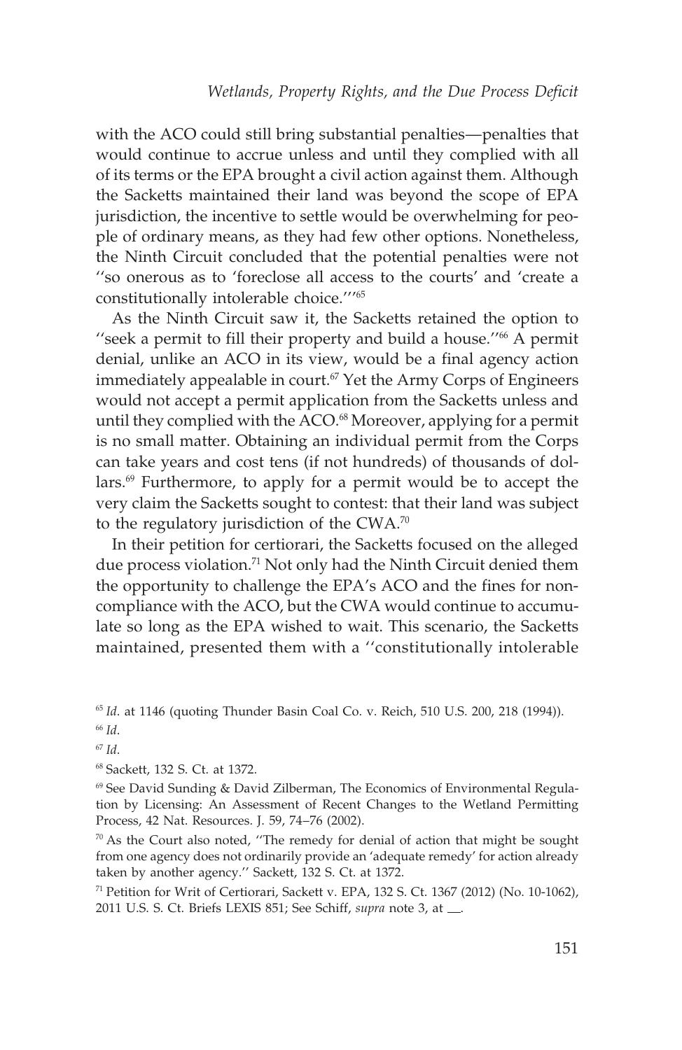with the ACO could still bring substantial penalties—penalties that would continue to accrue unless and until they complied with all of its terms or the EPA brought a civil action against them. Although the Sacketts maintained their land was beyond the scope of EPA jurisdiction, the incentive to settle would be overwhelming for people of ordinary means, as they had few other options. Nonetheless, the Ninth Circuit concluded that the potential penalties were not ''so onerous as to 'foreclose all access to the courts' and 'create a constitutionally intolerable choice.'''[65]

As the Ninth Circuit saw it, the Sacketts retained the option to ''seek a permit to fill their property and build a house.''[66] A permit denial, unlike an ACO in its view, would be a final agency action immediately appealable in court.[67] Yet the Army Corps of Engineers would not accept a permit application from the Sacketts unless and until they complied with the ACO.[68] Moreover, applying for a permit is no small matter. Obtaining an individual permit from the Corps can take years and cost tens (if not hundreds) of thousands of dollars.[69] Furthermore, to apply for a permit would be to accept the very claim the Sacketts sought to contest: that their land was subject to the regulatory jurisdiction of the CWA.[70]

In their petition for certiorari, the Sacketts focused on the alleged due process violation.[71] Not only had the Ninth Circuit denied them the opportunity to challenge the EPA's ACO and the fines for noncompliance with the ACO, but the CWA would continue to accumulate so long as the EPA wished to wait. This scenario, the Sacketts maintained, presented them with a ''constitutionally intolerable

[65] *Id*. at 1146 (quoting Thunder Basin Coal Co. v. Reich, 510 U.S. 200, 218 (1994)).

[66] *Id*.

[67] *Id*.

[68] Sackett, 132 S. Ct. at 1372.

[69] See David Sunding & David Zilberman, The Economics of Environmental Regulation by Licensing: An Assessment of Recent Changes to the Wetland Permitting Process, 42 Nat. Resources. J. 59, 74–76 (2002).

[70] As the Court also noted, ''The remedy for denial of action that might be sought from one agency does not ordinarily provide an 'adequate remedy' for action already taken by another agency.'' Sackett, 132 S. Ct. at 1372.

[71] Petition for Writ of Certiorari, Sackett v. EPA, 132 S. Ct. 1367 (2012) (No. 10-1062), 2011 U.S. S. Ct. Briefs LEXIS 851; See Schiff, *supra* note 3, at __.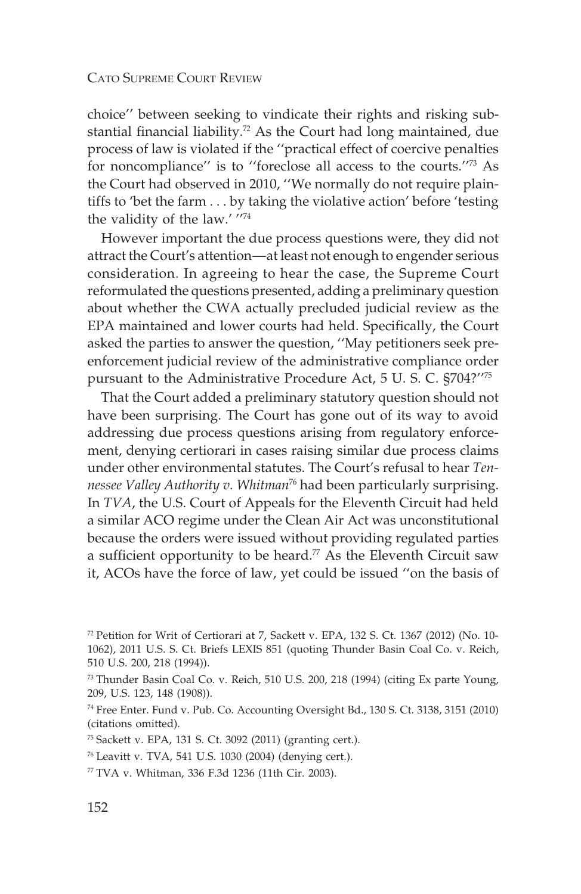choice'' between seeking to vindicate their rights and risking substantial financial liability.[72] As the Court had long maintained, due process of law is violated if the ''practical effect of coercive penalties for noncompliance'' is to ''foreclose all access to the courts.''[73] As the Court had observed in 2010, ''We normally do not require plaintiffs to 'bet the farm . . . by taking the violative action' before 'testing the validity of the law.' ''[74]

However important the due process questions were, they did not attract the Court's attention—at least not enough to engender serious consideration. In agreeing to hear the case, the Supreme Court reformulated the questions presented, adding a preliminary question about whether the CWA actually precluded judicial review as the EPA maintained and lower courts had held. Specifically, the Court asked the parties to answer the question, ''May petitioners seek pre-enforcement judicial review of the administrative compliance order pursuant to the Administrative Procedure Act, 5 U. S. C. §704?''[75]

That the Court added a preliminary statutory question should not have been surprising. The Court has gone out of its way to avoid addressing due process questions arising from regulatory enforcement, denying certiorari in cases raising similar due process claims under other environmental statutes. The Court's refusal to hear *Tennessee Valley Authority v. Whitman*[76] had been particularly surprising. In *TVA*, the U.S. Court of Appeals for the Eleventh Circuit had held a similar ACO regime under the Clean Air Act was unconstitutional because the orders were issued without providing regulated parties a sufficient opportunity to be heard.[77] As the Eleventh Circuit saw it, ACOs have the force of law, yet could be issued ''on the basis of

---

[72] Petition for Writ of Certiorari at 7, Sackett v. EPA, 132 S. Ct. 1367 (2012) (No. 10-1062), 2011 U.S. S. Ct. Briefs LEXIS 851 (quoting Thunder Basin Coal Co. v. Reich, 510 U.S. 200, 218 (1994)).

[73] Thunder Basin Coal Co. v. Reich, 510 U.S. 200, 218 (1994) (citing Ex parte Young, 209, U.S. 123, 148 (1908)).

[74] Free Enter. Fund v. Pub. Co. Accounting Oversight Bd., 130 S. Ct. 3138, 3151 (2010) (citations omitted).

[75] Sackett v. EPA, 131 S. Ct. 3092 (2011) (granting cert.).

[76] Leavitt v. TVA, 541 U.S. 1030 (2004) (denying cert.).

[77] TVA v. Whitman, 336 F.3d 1236 (11th Cir. 2003).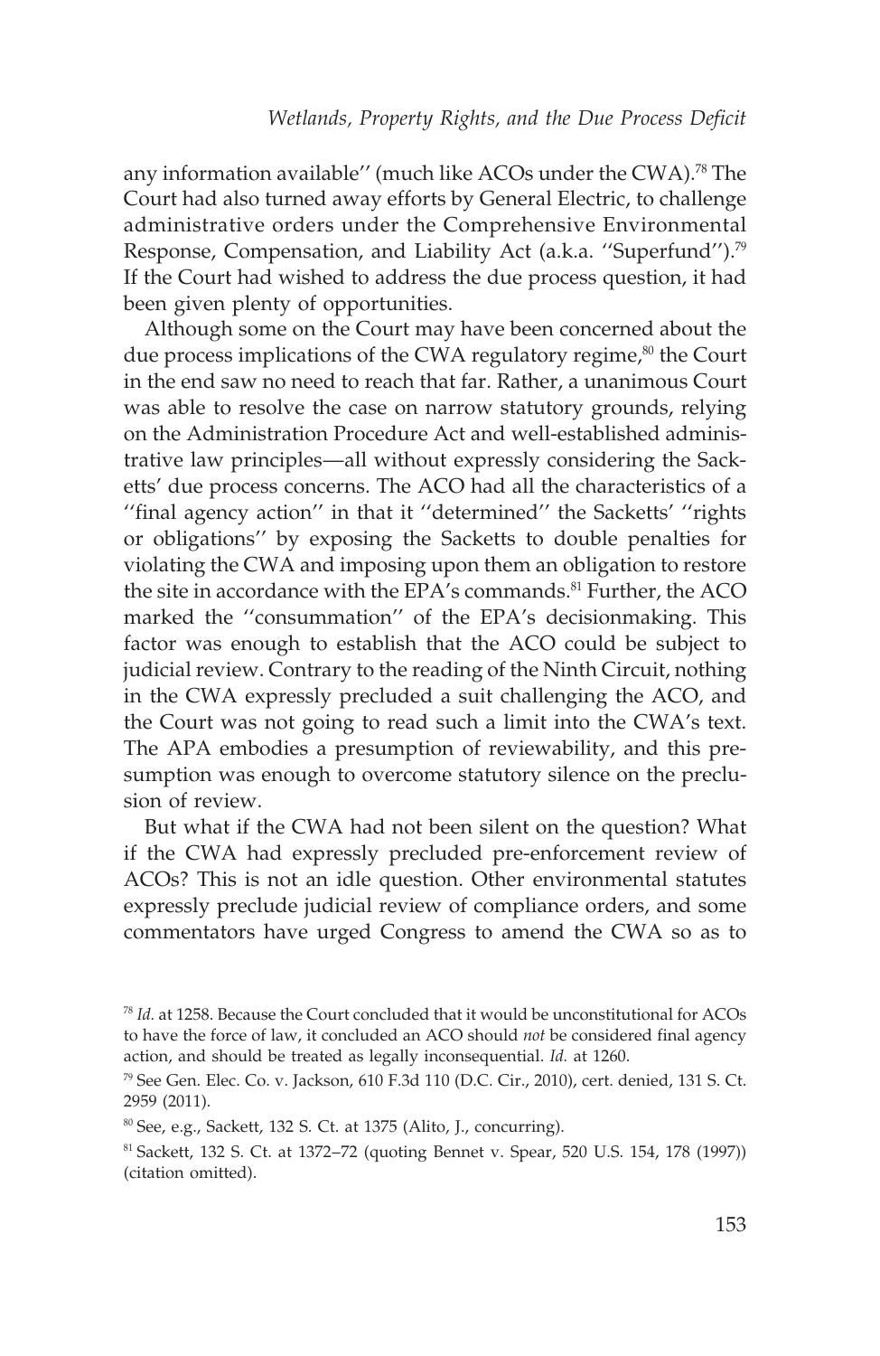any information available'' (much like ACOs under the CWA).[78] The Court had also turned away efforts by General Electric, to challenge administrative orders under the Comprehensive Environmental Response, Compensation, and Liability Act (a.k.a. ''Superfund'').[79] If the Court had wished to address the due process question, it had been given plenty of opportunities.

Although some on the Court may have been concerned about the due process implications of the CWA regulatory regime,[80] the Court in the end saw no need to reach that far. Rather, a unanimous Court was able to resolve the case on narrow statutory grounds, relying on the Administration Procedure Act and well-established administrative law principles—all without expressly considering the Sacketts' due process concerns. The ACO had all the characteristics of a ''final agency action'' in that it ''determined'' the Sacketts' ''rights or obligations'' by exposing the Sacketts to double penalties for violating the CWA and imposing upon them an obligation to restore the site in accordance with the EPA's commands.[81] Further, the ACO marked the ''consummation'' of the EPA's decisionmaking. This factor was enough to establish that the ACO could be subject to judicial review. Contrary to the reading of the Ninth Circuit, nothing in the CWA expressly precluded a suit challenging the ACO, and the Court was not going to read such a limit into the CWA's text. The APA embodies a presumption of reviewability, and this presumption was enough to overcome statutory silence on the preclusion of review.

But what if the CWA had not been silent on the question? What if the CWA had expressly precluded pre-enforcement review of ACOs? This is not an idle question. Other environmental statutes expressly preclude judicial review of compliance orders, and some commentators have urged Congress to amend the CWA so as to

---

[78] *Id.* at 1258. Because the Court concluded that it would be unconstitutional for ACOs to have the force of law, it concluded an ACO should *not* be considered final agency action, and should be treated as legally inconsequential. *Id.* at 1260.

[79] See Gen. Elec. Co. v. Jackson, 610 F.3d 110 (D.C. Cir., 2010), cert. denied, 131 S. Ct. 2959 (2011).

[80] See, e.g., Sackett, 132 S. Ct. at 1375 (Alito, J., concurring).

[81] Sackett, 132 S. Ct. at 1372–72 (quoting Bennet v. Spear, 520 U.S. 154, 178 (1997)) (citation omitted).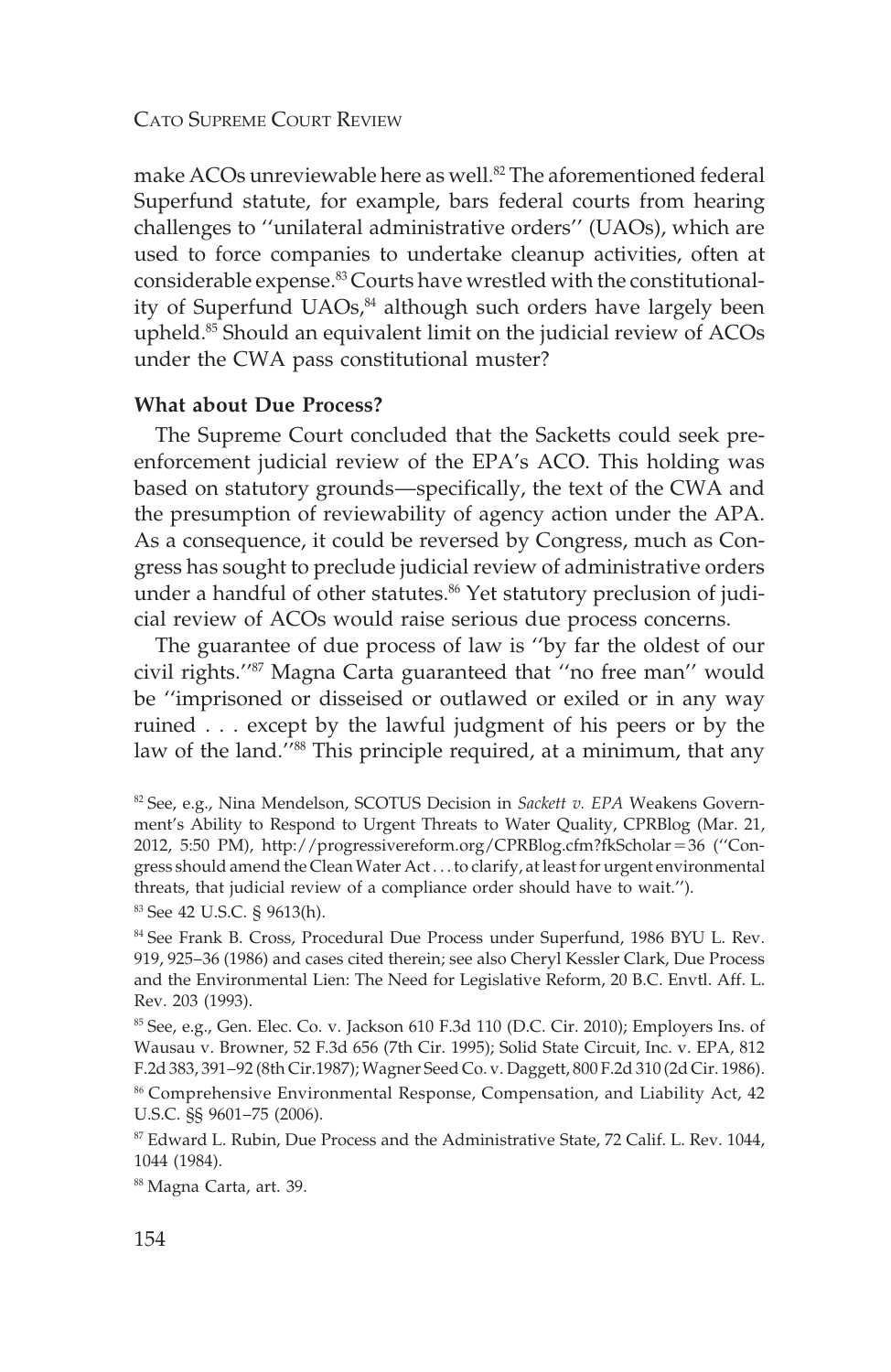make ACOs unreviewable here as well.[82] The aforementioned federal Superfund statute, for example, bars federal courts from hearing challenges to ''unilateral administrative orders'' (UAOs), which are used to force companies to undertake cleanup activities, often at considerable expense.[83] Courts have wrestled with the constitutionality of Superfund UAOs,[84] although such orders have largely been upheld.[85] Should an equivalent limit on the judicial review of ACOs under the CWA pass constitutional muster?

**What about Due Process?**

The Supreme Court concluded that the Sacketts could seek pre-enforcement judicial review of the EPA's ACO. This holding was based on statutory grounds—specifically, the text of the CWA and the presumption of reviewability of agency action under the APA. As a consequence, it could be reversed by Congress, much as Congress has sought to preclude judicial review of administrative orders under a handful of other statutes.[86] Yet statutory preclusion of judicial review of ACOs would raise serious due process concerns.

The guarantee of due process of law is ''by far the oldest of our civil rights.''[87] Magna Carta guaranteed that ''no free man'' would be ''imprisoned or disseised or outlawed or exiled or in any way ruined . . . except by the lawful judgment of his peers or by the law of the land.''[88] This principle required, at a minimum, that any

[82] See, e.g., Nina Mendelson, SCOTUS Decision in *Sackett v. EPA* Weakens Government's Ability to Respond to Urgent Threats to Water Quality, CPRBlog (Mar. 21, 2012, 5:50 PM), http://progressivereform.org/CPRBlog.cfm?fkScholar=36 (''Congress should amend the Clean Water Act . . . to clarify, at least for urgent environmental threats, that judicial review of a compliance order should have to wait.'').

[83] See 42 U.S.C. § 9613(h).

[84] See Frank B. Cross, Procedural Due Process under Superfund, 1986 BYU L. Rev. 919, 925–36 (1986) and cases cited therein; see also Cheryl Kessler Clark, Due Process and the Environmental Lien: The Need for Legislative Reform, 20 B.C. Envtl. Aff. L. Rev. 203 (1993).

[85] See, e.g., Gen. Elec. Co. v. Jackson 610 F.3d 110 (D.C. Cir. 2010); Employers Ins. of Wausau v. Browner, 52 F.3d 656 (7th Cir. 1995); Solid State Circuit, Inc. v. EPA, 812 F.2d 383, 391–92 (8th Cir.1987); Wagner Seed Co. v. Daggett, 800 F.2d 310 (2d Cir. 1986).

[86] Comprehensive Environmental Response, Compensation, and Liability Act, 42 U.S.C. §§ 9601–75 (2006).

[87] Edward L. Rubin, Due Process and the Administrative State, 72 Calif. L. Rev. 1044, 1044 (1984).

[88] Magna Carta, art. 39.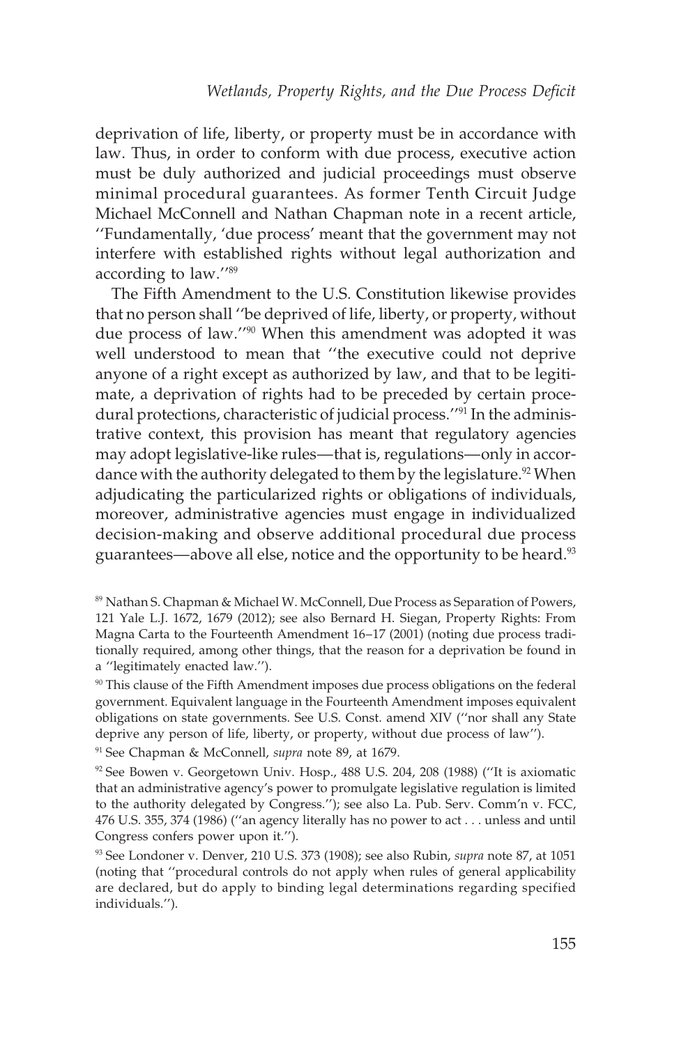deprivation of life, liberty, or property must be in accordance with law. Thus, in order to conform with due process, executive action must be duly authorized and judicial proceedings must observe minimal procedural guarantees. As former Tenth Circuit Judge Michael McConnell and Nathan Chapman note in a recent article, ''Fundamentally, 'due process' meant that the government may not interfere with established rights without legal authorization and according to law.''[89]

The Fifth Amendment to the U.S. Constitution likewise provides that no person shall ''be deprived of life, liberty, or property, without due process of law.''[90] When this amendment was adopted it was well understood to mean that ''the executive could not deprive anyone of a right except as authorized by law, and that to be legitimate, a deprivation of rights had to be preceded by certain procedural protections, characteristic of judicial process.''[91] In the administrative context, this provision has meant that regulatory agencies may adopt legislative-like rules—that is, regulations—only in accordance with the authority delegated to them by the legislature.[92] When adjudicating the particularized rights or obligations of individuals, moreover, administrative agencies must engage in individualized decision-making and observe additional procedural due process guarantees—above all else, notice and the opportunity to be heard.[93]

---

[89] Nathan S. Chapman & Michael W. McConnell, Due Process as Separation of Powers, 121 Yale L.J. 1672, 1679 (2012); see also Bernard H. Siegan, Property Rights: From Magna Carta to the Fourteenth Amendment 16–17 (2001) (noting due process traditionally required, among other things, that the reason for a deprivation be found in a ''legitimately enacted law.'').

[90] This clause of the Fifth Amendment imposes due process obligations on the federal government. Equivalent language in the Fourteenth Amendment imposes equivalent obligations on state governments. See U.S. Const. amend XIV (''nor shall any State deprive any person of life, liberty, or property, without due process of law'').

[91] See Chapman & McConnell, *supra* note 89, at 1679.

[92] See Bowen v. Georgetown Univ. Hosp., 488 U.S. 204, 208 (1988) (''It is axiomatic that an administrative agency's power to promulgate legislative regulation is limited to the authority delegated by Congress.''); see also La. Pub. Serv. Comm'n v. FCC, 476 U.S. 355, 374 (1986) (''an agency literally has no power to act . . . unless and until Congress confers power upon it.'').

[93] See Londoner v. Denver, 210 U.S. 373 (1908); see also Rubin, *supra* note 87, at 1051 (noting that ''procedural controls do not apply when rules of general applicability are declared, but do apply to binding legal determinations regarding specified individuals.'').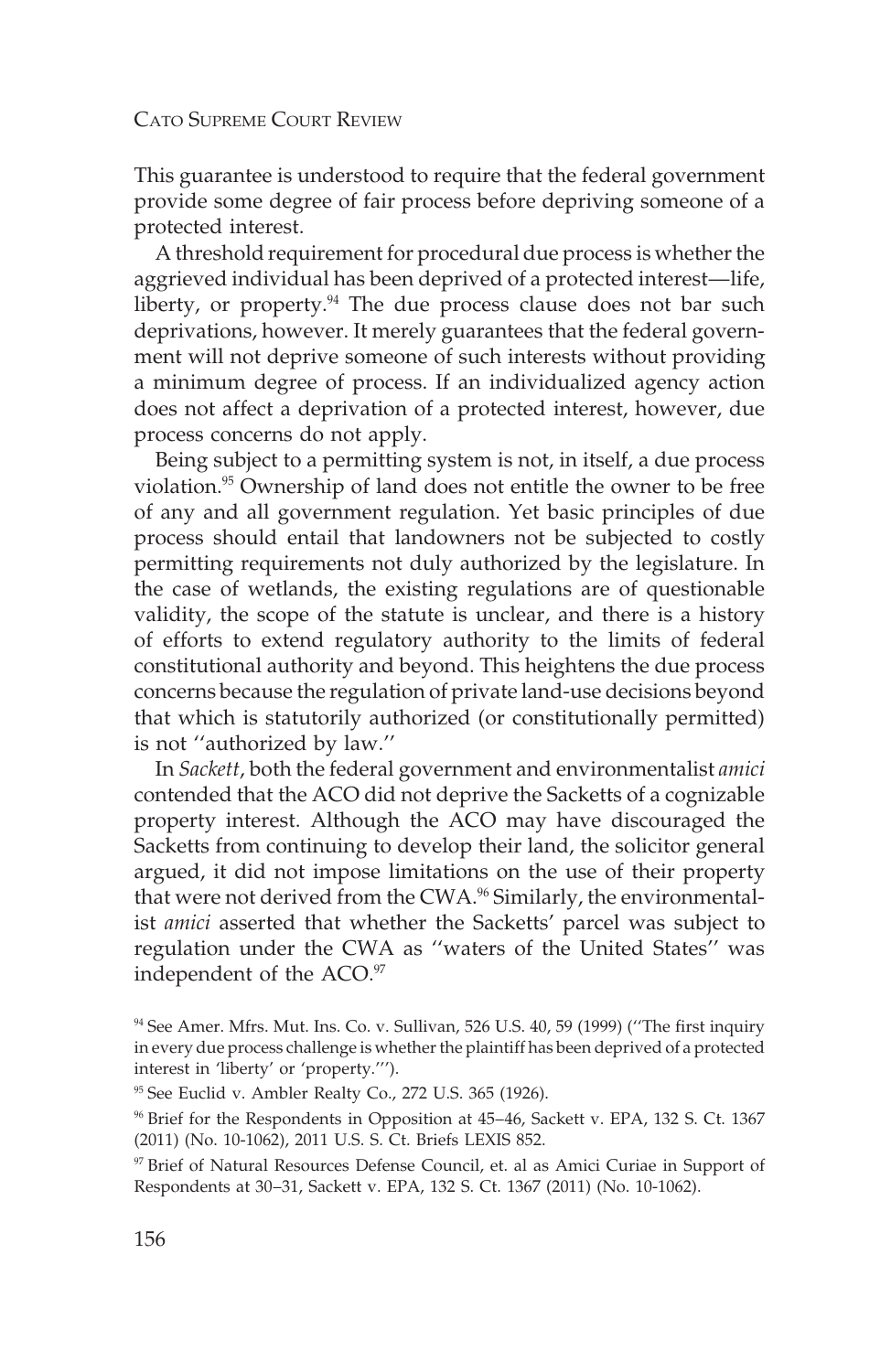This guarantee is understood to require that the federal government provide some degree of fair process before depriving someone of a protected interest.

A threshold requirement for procedural due process is whether the aggrieved individual has been deprived of a protected interest—life, liberty, or property.[94] The due process clause does not bar such deprivations, however. It merely guarantees that the federal government will not deprive someone of such interests without providing a minimum degree of process. If an individualized agency action does not affect a deprivation of a protected interest, however, due process concerns do not apply.

Being subject to a permitting system is not, in itself, a due process violation.[95] Ownership of land does not entitle the owner to be free of any and all government regulation. Yet basic principles of due process should entail that landowners not be subjected to costly permitting requirements not duly authorized by the legislature. In the case of wetlands, the existing regulations are of questionable validity, the scope of the statute is unclear, and there is a history of efforts to extend regulatory authority to the limits of federal constitutional authority and beyond. This heightens the due process concerns because the regulation of private land-use decisions beyond that which is statutorily authorized (or constitutionally permitted) is not ''authorized by law.''

In *Sackett*, both the federal government and environmentalist *amici* contended that the ACO did not deprive the Sacketts of a cognizable property interest. Although the ACO may have discouraged the Sacketts from continuing to develop their land, the solicitor general argued, it did not impose limitations on the use of their property that were not derived from the CWA.[96] Similarly, the environmentalist *amici* asserted that whether the Sacketts' parcel was subject to regulation under the CWA as ''waters of the United States'' was independent of the ACO.[97]

[94] See Amer. Mfrs. Mut. Ins. Co. v. Sullivan, 526 U.S. 40, 59 (1999) (''The first inquiry in every due process challenge is whether the plaintiff has been deprived of a protected interest in 'liberty' or 'property.''').

[95] See Euclid v. Ambler Realty Co., 272 U.S. 365 (1926).

[96] Brief for the Respondents in Opposition at 45–46, Sackett v. EPA, 132 S. Ct. 1367 (2011) (No. 10-1062), 2011 U.S. S. Ct. Briefs LEXIS 852.

[97] Brief of Natural Resources Defense Council, et. al as Amici Curiae in Support of Respondents at 30–31, Sackett v. EPA, 132 S. Ct. 1367 (2011) (No. 10-1062).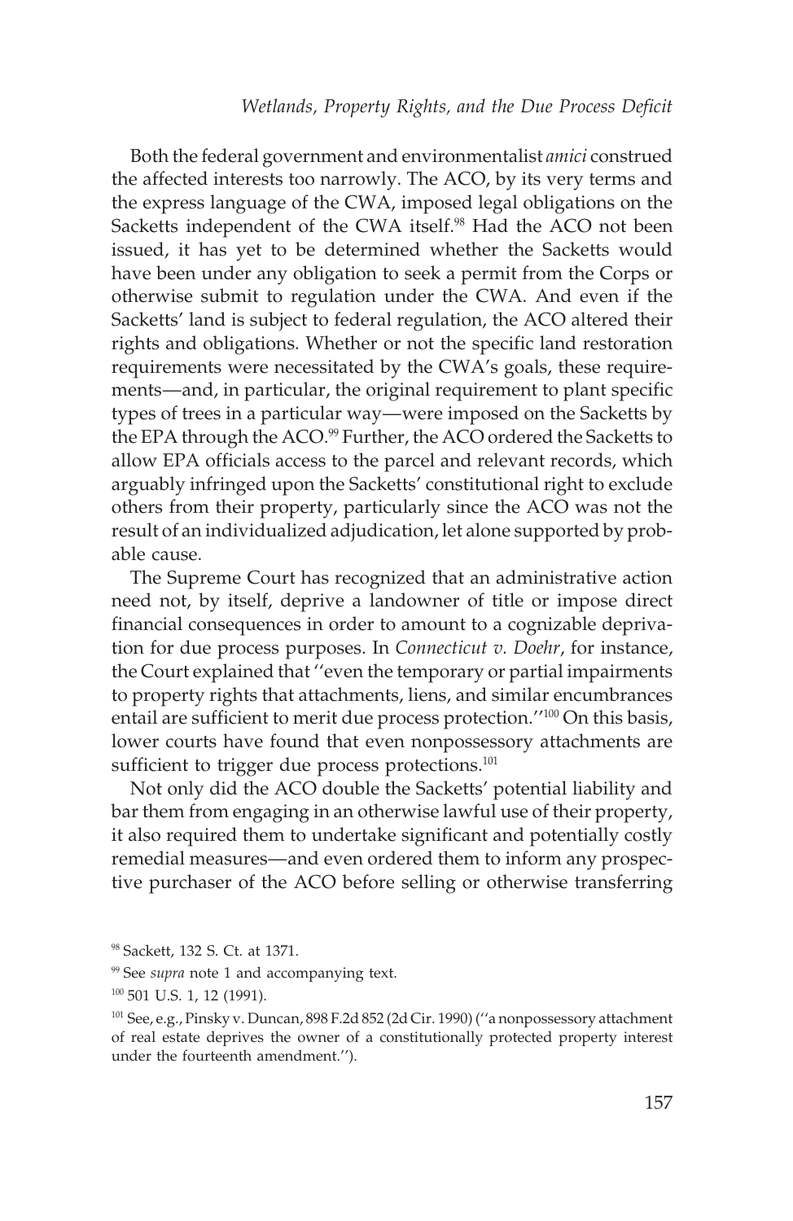Both the federal government and environmentalist *amici* construed the affected interests too narrowly. The ACO, by its very terms and the express language of the CWA, imposed legal obligations on the Sacketts independent of the CWA itself.[98] Had the ACO not been issued, it has yet to be determined whether the Sacketts would have been under any obligation to seek a permit from the Corps or otherwise submit to regulation under the CWA. And even if the Sacketts' land is subject to federal regulation, the ACO altered their rights and obligations. Whether or not the specific land restoration requirements were necessitated by the CWA's goals, these requirements—and, in particular, the original requirement to plant specific types of trees in a particular way—were imposed on the Sacketts by the EPA through the ACO.[99] Further, the ACO ordered the Sacketts to allow EPA officials access to the parcel and relevant records, which arguably infringed upon the Sacketts' constitutional right to exclude others from their property, particularly since the ACO was not the result of an individualized adjudication, let alone supported by probable cause.

The Supreme Court has recognized that an administrative action need not, by itself, deprive a landowner of title or impose direct financial consequences in order to amount to a cognizable deprivation for due process purposes. In *Connecticut v. Doehr*, for instance, the Court explained that ''even the temporary or partial impairments to property rights that attachments, liens, and similar encumbrances entail are sufficient to merit due process protection.''[100] On this basis, lower courts have found that even nonpossessory attachments are sufficient to trigger due process protections.[101]

Not only did the ACO double the Sacketts' potential liability and bar them from engaging in an otherwise lawful use of their property, it also required them to undertake significant and potentially costly remedial measures—and even ordered them to inform any prospective purchaser of the ACO before selling or otherwise transferring

---

[98] Sackett, 132 S. Ct. at 1371.

[99] See *supra* note 1 and accompanying text.

[100] 501 U.S. 1, 12 (1991).

[101] See, e.g., Pinsky v. Duncan, 898 F.2d 852 (2d Cir. 1990) (''a nonpossessory attachment of real estate deprives the owner of a constitutionally protected property interest under the fourteenth amendment.'').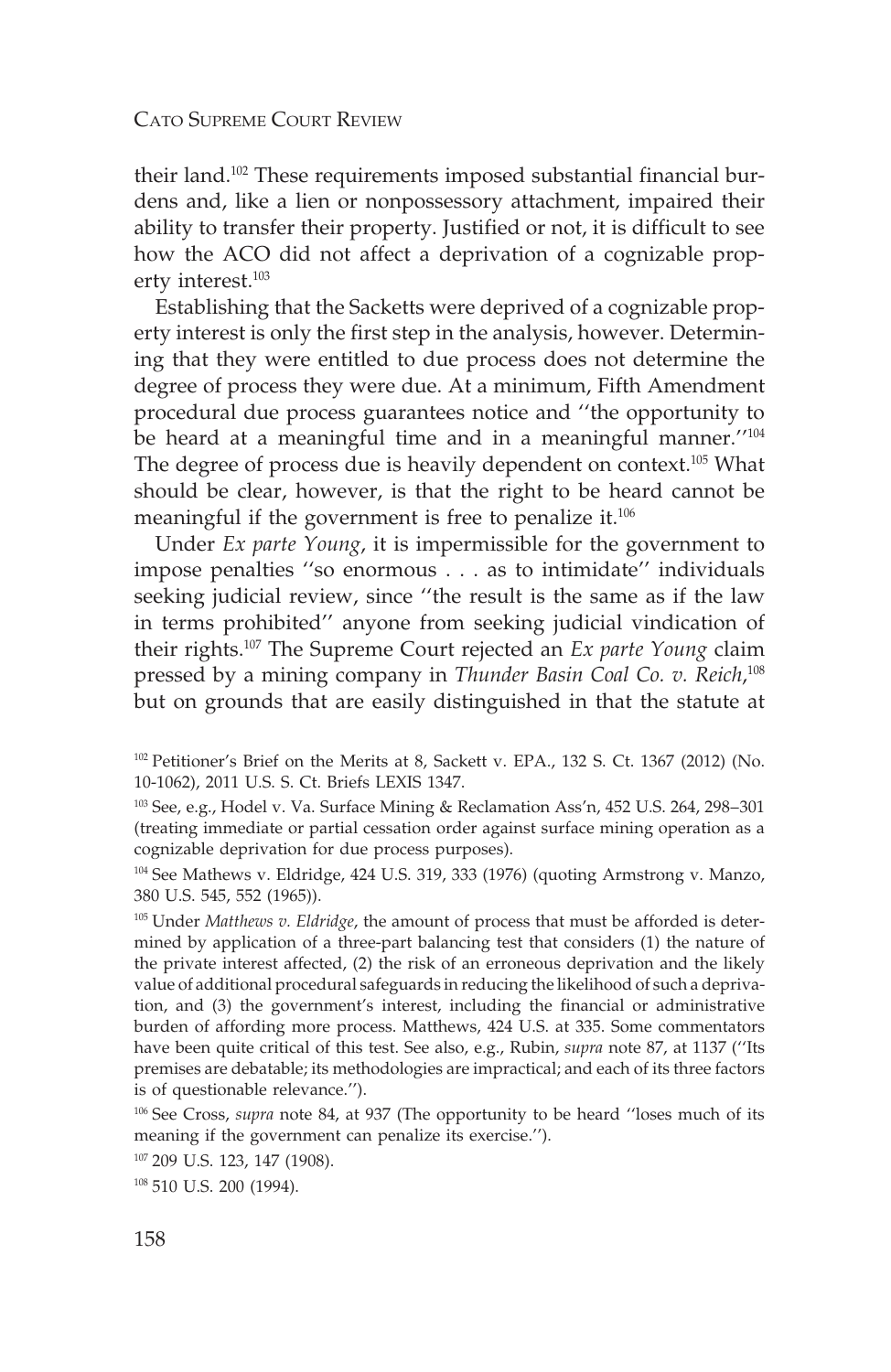their land.[102] These requirements imposed substantial financial burdens and, like a lien or nonpossessory attachment, impaired their ability to transfer their property. Justified or not, it is difficult to see how the ACO did not affect a deprivation of a cognizable property interest.[103]

Establishing that the Sacketts were deprived of a cognizable property interest is only the first step in the analysis, however. Determining that they were entitled to due process does not determine the degree of process they were due. At a minimum, Fifth Amendment procedural due process guarantees notice and ''the opportunity to be heard at a meaningful time and in a meaningful manner.''[104] The degree of process due is heavily dependent on context.[105] What should be clear, however, is that the right to be heard cannot be meaningful if the government is free to penalize it.[106]

Under *Ex parte Young*, it is impermissible for the government to impose penalties ''so enormous . . . as to intimidate'' individuals seeking judicial review, since ''the result is the same as if the law in terms prohibited'' anyone from seeking judicial vindication of their rights.[107] The Supreme Court rejected an *Ex parte Young* claim pressed by a mining company in *Thunder Basin Coal Co. v. Reich*,[108] but on grounds that are easily distinguished in that the statute at

---

[102] Petitioner's Brief on the Merits at 8, Sackett v. EPA., 132 S. Ct. 1367 (2012) (No. 10-1062), 2011 U.S. S. Ct. Briefs LEXIS 1347.

[103] See, e.g., Hodel v. Va. Surface Mining & Reclamation Ass'n, 452 U.S. 264, 298–301 (treating immediate or partial cessation order against surface mining operation as a cognizable deprivation for due process purposes).

[104] See Mathews v. Eldridge, 424 U.S. 319, 333 (1976) (quoting Armstrong v. Manzo, 380 U.S. 545, 552 (1965)).

[105] Under *Matthews v. Eldridge*, the amount of process that must be afforded is determined by application of a three-part balancing test that considers (1) the nature of the private interest affected, (2) the risk of an erroneous deprivation and the likely value of additional procedural safeguards in reducing the likelihood of such a deprivation, and (3) the government's interest, including the financial or administrative burden of affording more process. Matthews, 424 U.S. at 335. Some commentators have been quite critical of this test. See also, e.g., Rubin, *supra* note 87, at 1137 (''Its premises are debatable; its methodologies are impractical; and each of its three factors is of questionable relevance.'').

[106] See Cross, *supra* note 84, at 937 (The opportunity to be heard ''loses much of its meaning if the government can penalize its exercise.'').

[107] 209 U.S. 123, 147 (1908).

[108] 510 U.S. 200 (1994).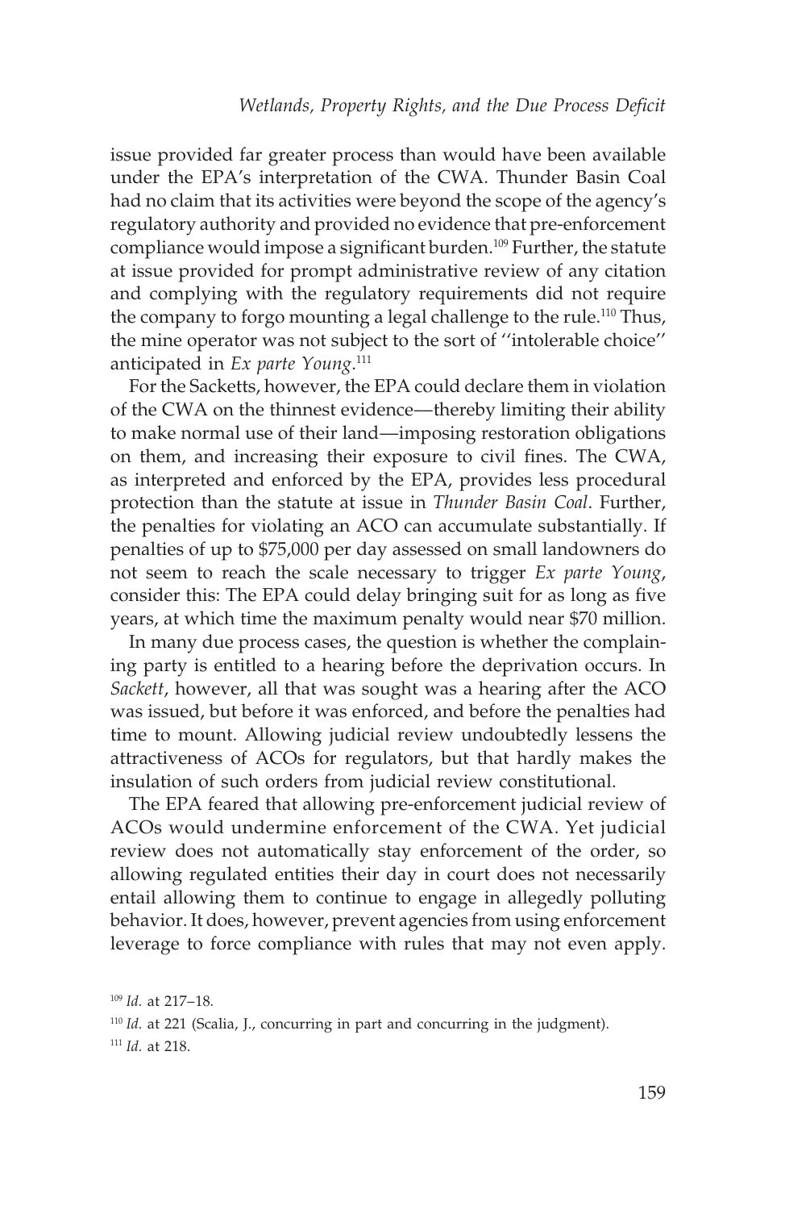issue provided far greater process than would have been available under the EPA's interpretation of the CWA. Thunder Basin Coal had no claim that its activities were beyond the scope of the agency's regulatory authority and provided no evidence that pre-enforcement compliance would impose a significant burden.[109] Further, the statute at issue provided for prompt administrative review of any citation and complying with the regulatory requirements did not require the company to forgo mounting a legal challenge to the rule.[110] Thus, the mine operator was not subject to the sort of ''intolerable choice'' anticipated in *Ex parte Young*.[111]

For the Sacketts, however, the EPA could declare them in violation of the CWA on the thinnest evidence—thereby limiting their ability to make normal use of their land—imposing restoration obligations on them, and increasing their exposure to civil fines. The CWA, as interpreted and enforced by the EPA, provides less procedural protection than the statute at issue in *Thunder Basin Coal*. Further, the penalties for violating an ACO can accumulate substantially. If penalties of up to $75,000 per day assessed on small landowners do not seem to reach the scale necessary to trigger *Ex parte Young*, consider this: The EPA could delay bringing suit for as long as five years, at which time the maximum penalty would near $70 million.

In many due process cases, the question is whether the complaining party is entitled to a hearing before the deprivation occurs. In *Sackett*, however, all that was sought was a hearing after the ACO was issued, but before it was enforced, and before the penalties had time to mount. Allowing judicial review undoubtedly lessens the attractiveness of ACOs for regulators, but that hardly makes the insulation of such orders from judicial review constitutional.

The EPA feared that allowing pre-enforcement judicial review of ACOs would undermine enforcement of the CWA. Yet judicial review does not automatically stay enforcement of the order, so allowing regulated entities their day in court does not necessarily entail allowing them to continue to engage in allegedly polluting behavior. It does, however, prevent agencies from using enforcement leverage to force compliance with rules that may not even apply.

[109] *Id.* at 217–18.

[110] *Id.* at 221 (Scalia, J., concurring in part and concurring in the judgment).

[111] *Id.* at 218.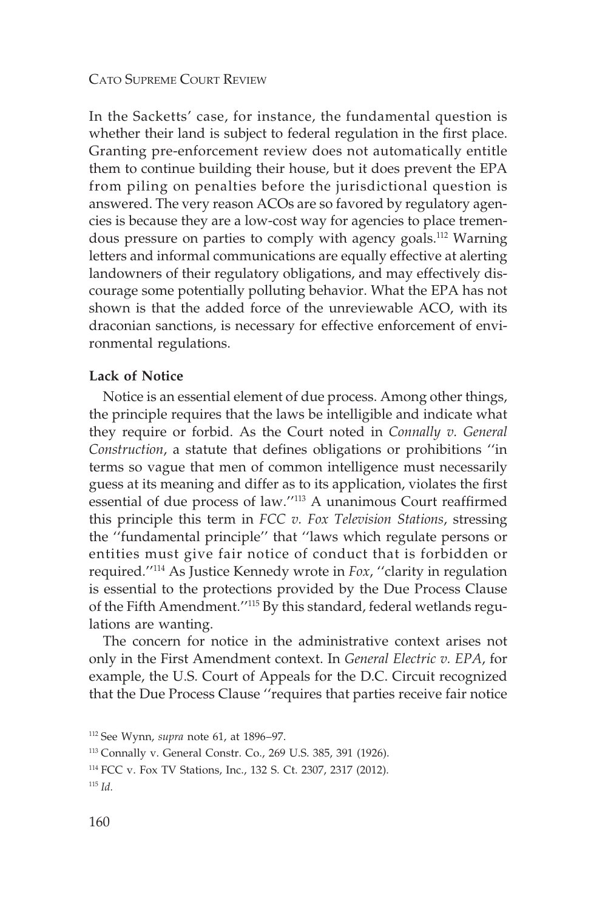In the Sacketts' case, for instance, the fundamental question is whether their land is subject to federal regulation in the first place. Granting pre-enforcement review does not automatically entitle them to continue building their house, but it does prevent the EPA from piling on penalties before the jurisdictional question is answered. The very reason ACOs are so favored by regulatory agencies is because they are a low-cost way for agencies to place tremendous pressure on parties to comply with agency goals.[112] Warning letters and informal communications are equally effective at alerting landowners of their regulatory obligations, and may effectively discourage some potentially polluting behavior. What the EPA has not shown is that the added force of the unreviewable ACO, with its draconian sanctions, is necessary for effective enforcement of environmental regulations.

**Lack of Notice**

Notice is an essential element of due process. Among other things, the principle requires that the laws be intelligible and indicate what they require or forbid. As the Court noted in *Connally v. General Construction*, a statute that defines obligations or prohibitions ''in terms so vague that men of common intelligence must necessarily guess at its meaning and differ as to its application, violates the first essential of due process of law.''[113] A unanimous Court reaffirmed this principle this term in *FCC v. Fox Television Stations*, stressing the ''fundamental principle'' that ''laws which regulate persons or entities must give fair notice of conduct that is forbidden or required.''[114] As Justice Kennedy wrote in *Fox*, ''clarity in regulation is essential to the protections provided by the Due Process Clause of the Fifth Amendment.''[115] By this standard, federal wetlands regulations are wanting.

The concern for notice in the administrative context arises not only in the First Amendment context. In *General Electric v. EPA*, for example, the U.S. Court of Appeals for the D.C. Circuit recognized that the Due Process Clause ''requires that parties receive fair notice

---

[112] See Wynn, *supra* note 61, at 1896–97.

[113] Connally v. General Constr. Co., 269 U.S. 385, 391 (1926).

[114] FCC v. Fox TV Stations, Inc., 132 S. Ct. 2307, 2317 (2012).

[115] *Id.*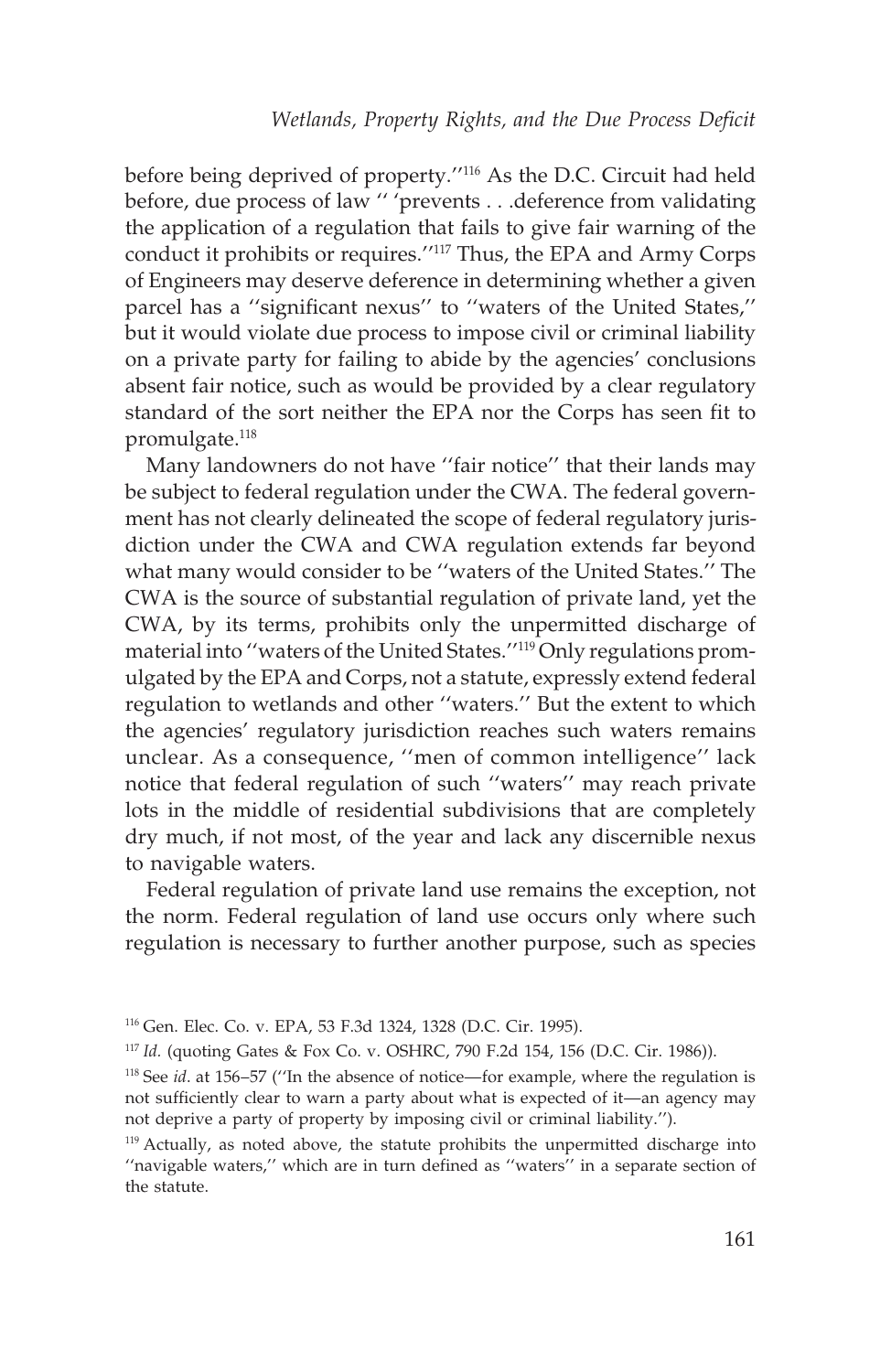before being deprived of property."[116] As the D.C. Circuit had held before, due process of law " 'prevents . . .deference from validating the application of a regulation that fails to give fair warning of the conduct it prohibits or requires."[117] Thus, the EPA and Army Corps of Engineers may deserve deference in determining whether a given parcel has a "significant nexus" to "waters of the United States," but it would violate due process to impose civil or criminal liability on a private party for failing to abide by the agencies' conclusions absent fair notice, such as would be provided by a clear regulatory standard of the sort neither the EPA nor the Corps has seen fit to promulgate.[118]

Many landowners do not have "fair notice" that their lands may be subject to federal regulation under the CWA. The federal government has not clearly delineated the scope of federal regulatory jurisdiction under the CWA and CWA regulation extends far beyond what many would consider to be "waters of the United States." The CWA is the source of substantial regulation of private land, yet the CWA, by its terms, prohibits only the unpermitted discharge of material into "waters of the United States."[119] Only regulations promulgated by the EPA and Corps, not a statute, expressly extend federal regulation to wetlands and other "waters." But the extent to which the agencies' regulatory jurisdiction reaches such waters remains unclear. As a consequence, "men of common intelligence" lack notice that federal regulation of such "waters" may reach private lots in the middle of residential subdivisions that are completely dry much, if not most, of the year and lack any discernible nexus to navigable waters.

Federal regulation of private land use remains the exception, not the norm. Federal regulation of land use occurs only where such regulation is necessary to further another purpose, such as species

---

[116] Gen. Elec. Co. v. EPA, 53 F.3d 1324, 1328 (D.C. Cir. 1995).

[117] *Id.* (quoting Gates & Fox Co. v. OSHRC, 790 F.2d 154, 156 (D.C. Cir. 1986)).

[118] See *id*. at 156–57 ("In the absence of notice—for example, where the regulation is not sufficiently clear to warn a party about what is expected of it—an agency may not deprive a party of property by imposing civil or criminal liability.").

[119] Actually, as noted above, the statute prohibits the unpermitted discharge into "navigable waters," which are in turn defined as "waters" in a separate section of the statute.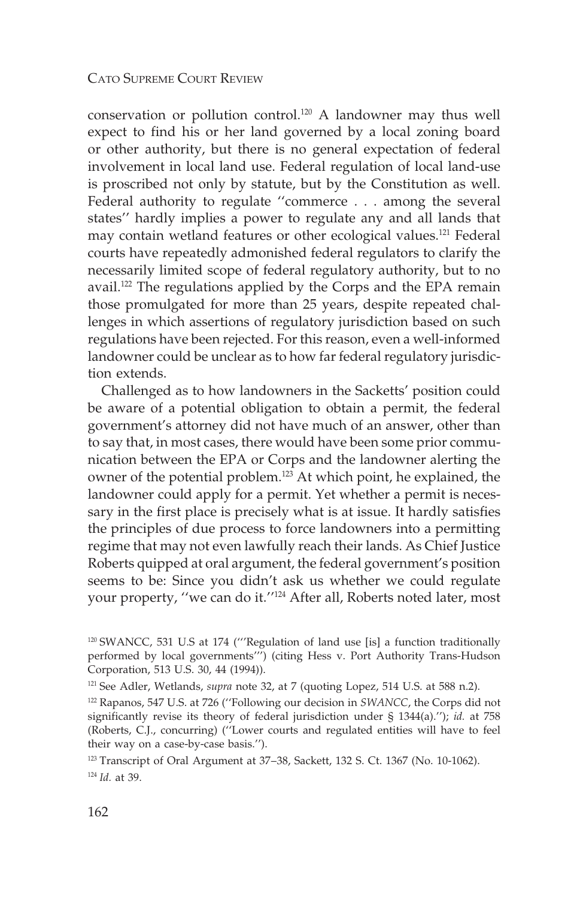conservation or pollution control.[120] A landowner may thus well expect to find his or her land governed by a local zoning board or other authority, but there is no general expectation of federal involvement in local land use. Federal regulation of local land-use is proscribed not only by statute, but by the Constitution as well. Federal authority to regulate ''commerce . . . among the several states'' hardly implies a power to regulate any and all lands that may contain wetland features or other ecological values.[121] Federal courts have repeatedly admonished federal regulators to clarify the necessarily limited scope of federal regulatory authority, but to no avail.[122] The regulations applied by the Corps and the EPA remain those promulgated for more than 25 years, despite repeated challenges in which assertions of regulatory jurisdiction based on such regulations have been rejected. For this reason, even a well-informed landowner could be unclear as to how far federal regulatory jurisdiction extends.

Challenged as to how landowners in the Sacketts' position could be aware of a potential obligation to obtain a permit, the federal government's attorney did not have much of an answer, other than to say that, in most cases, there would have been some prior communication between the EPA or Corps and the landowner alerting the owner of the potential problem.[123] At which point, he explained, the landowner could apply for a permit. Yet whether a permit is necessary in the first place is precisely what is at issue. It hardly satisfies the principles of due process to force landowners into a permitting regime that may not even lawfully reach their lands. As Chief Justice Roberts quipped at oral argument, the federal government's position seems to be: Since you didn't ask us whether we could regulate your property, ''we can do it.''[124] After all, Roberts noted later, most

[120] SWANCC, 531 U.S at 174 ('''Regulation of land use [is] a function traditionally performed by local governments''') (citing Hess v. Port Authority Trans-Hudson Corporation, 513 U.S. 30, 44 (1994)).

[121] See Adler, Wetlands, *supra* note 32, at 7 (quoting Lopez, 514 U.S. at 588 n.2).

[122] Rapanos, 547 U.S. at 726 (''Following our decision in *SWANCC*, the Corps did not significantly revise its theory of federal jurisdiction under § 1344(a).''); *id.* at 758 (Roberts, C.J., concurring) (''Lower courts and regulated entities will have to feel their way on a case-by-case basis.'').

[123] Transcript of Oral Argument at 37–38, Sackett, 132 S. Ct. 1367 (No. 10-1062).

[124] *Id.* at 39.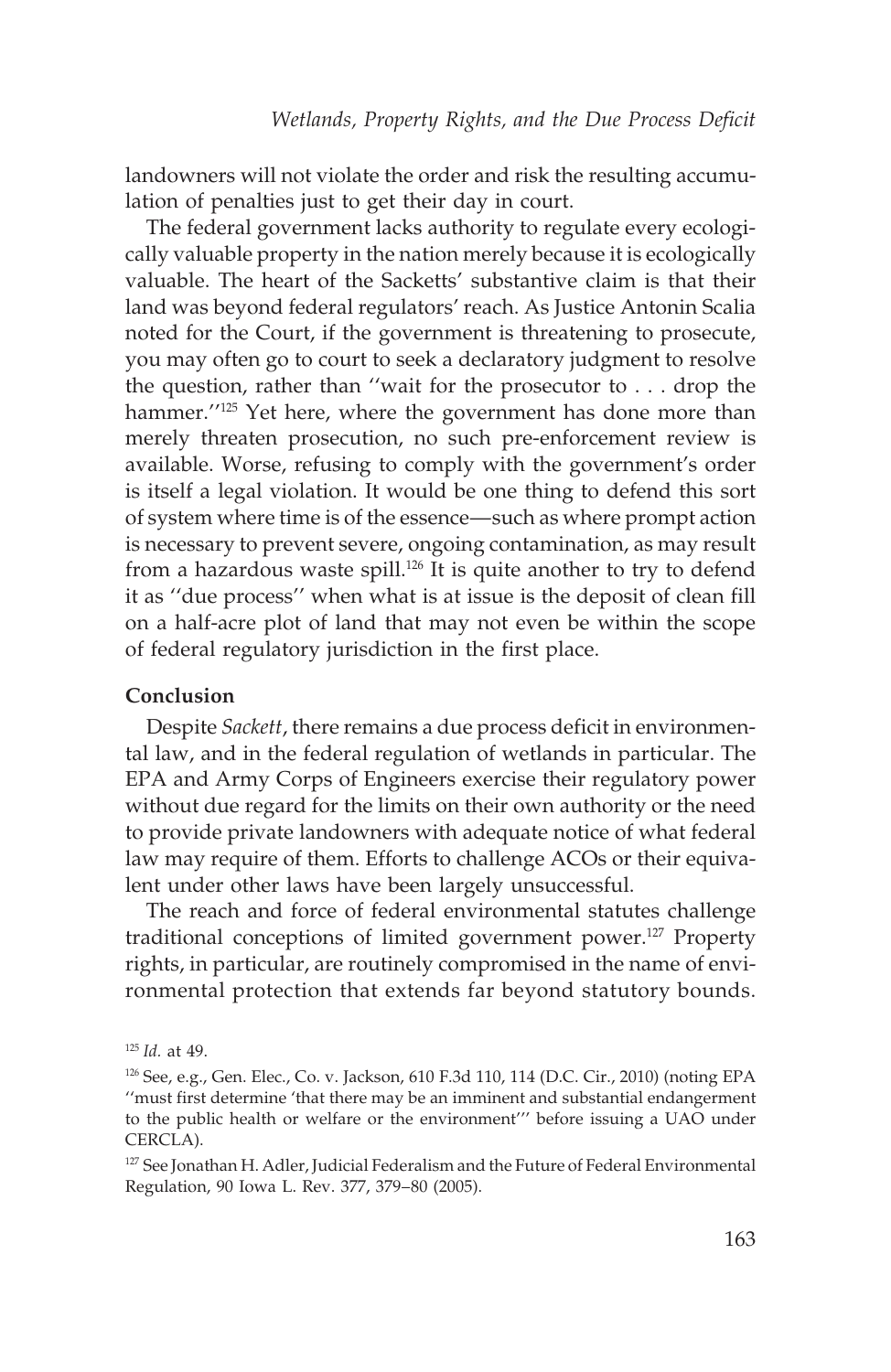landowners will not violate the order and risk the resulting accumulation of penalties just to get their day in court.

The federal government lacks authority to regulate every ecologically valuable property in the nation merely because it is ecologically valuable. The heart of the Sacketts' substantive claim is that their land was beyond federal regulators' reach. As Justice Antonin Scalia noted for the Court, if the government is threatening to prosecute, you may often go to court to seek a declaratory judgment to resolve the question, rather than ''wait for the prosecutor to . . . drop the hammer.''[125] Yet here, where the government has done more than merely threaten prosecution, no such pre-enforcement review is available. Worse, refusing to comply with the government's order is itself a legal violation. It would be one thing to defend this sort of system where time is of the essence—such as where prompt action is necessary to prevent severe, ongoing contamination, as may result from a hazardous waste spill.[126] It is quite another to try to defend it as ''due process'' when what is at issue is the deposit of clean fill on a half-acre plot of land that may not even be within the scope of federal regulatory jurisdiction in the first place.

## Conclusion

Despite *Sackett*, there remains a due process deficit in environmental law, and in the federal regulation of wetlands in particular. The EPA and Army Corps of Engineers exercise their regulatory power without due regard for the limits on their own authority or the need to provide private landowners with adequate notice of what federal law may require of them. Efforts to challenge ACOs or their equivalent under other laws have been largely unsuccessful.

The reach and force of federal environmental statutes challenge traditional conceptions of limited government power.[127] Property rights, in particular, are routinely compromised in the name of environmental protection that extends far beyond statutory bounds.

[125] *Id.* at 49.

[126] See, e.g., Gen. Elec., Co. v. Jackson, 610 F.3d 110, 114 (D.C. Cir., 2010) (noting EPA ''must first determine 'that there may be an imminent and substantial endangerment to the public health or welfare or the environment''' before issuing a UAO under CERCLA).

[127] See Jonathan H. Adler, Judicial Federalism and the Future of Federal Environmental Regulation, 90 Iowa L. Rev. 377, 379–80 (2005).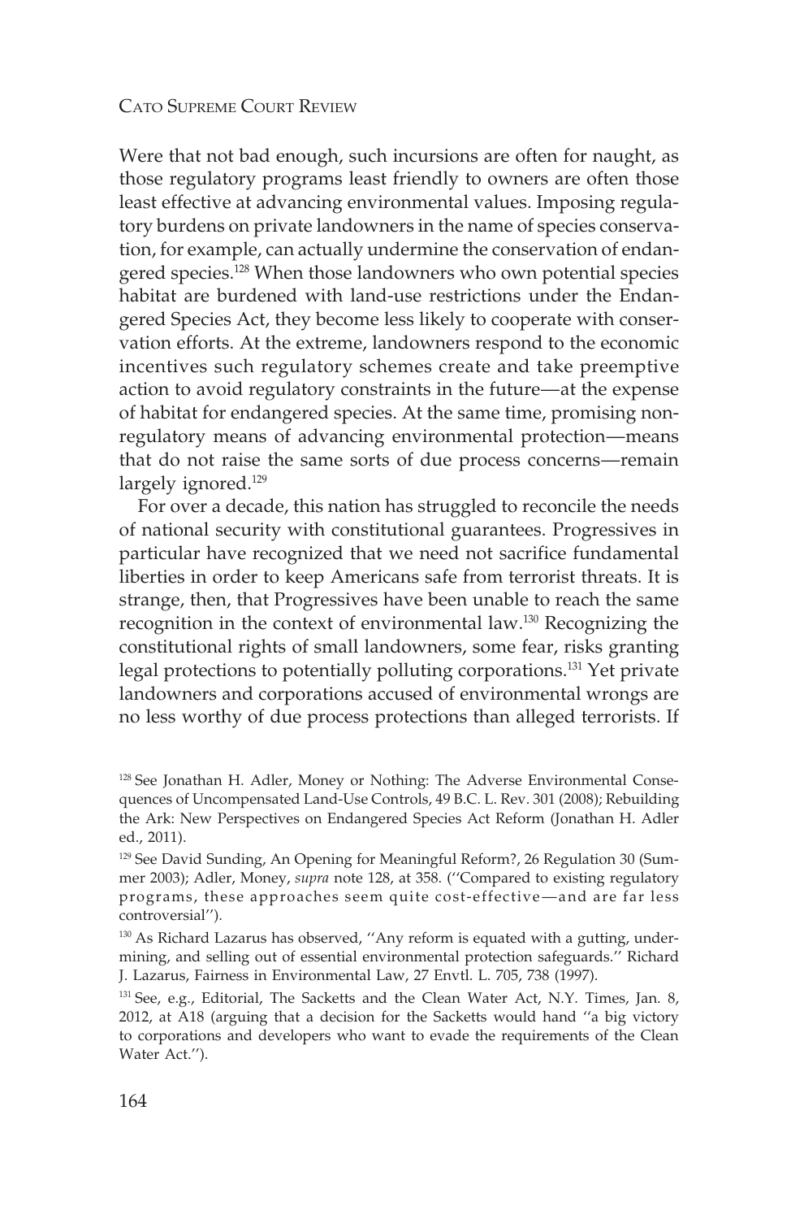Were that not bad enough, such incursions are often for naught, as those regulatory programs least friendly to owners are often those least effective at advancing environmental values. Imposing regulatory burdens on private landowners in the name of species conservation, for example, can actually undermine the conservation of endangered species.[128] When those landowners who own potential species habitat are burdened with land-use restrictions under the Endangered Species Act, they become less likely to cooperate with conservation efforts. At the extreme, landowners respond to the economic incentives such regulatory schemes create and take preemptive action to avoid regulatory constraints in the future—at the expense of habitat for endangered species. At the same time, promising non-regulatory means of advancing environmental protection—means that do not raise the same sorts of due process concerns—remain largely ignored.[129]

For over a decade, this nation has struggled to reconcile the needs of national security with constitutional guarantees. Progressives in particular have recognized that we need not sacrifice fundamental liberties in order to keep Americans safe from terrorist threats. It is strange, then, that Progressives have been unable to reach the same recognition in the context of environmental law.[130] Recognizing the constitutional rights of small landowners, some fear, risks granting legal protections to potentially polluting corporations.[131] Yet private landowners and corporations accused of environmental wrongs are no less worthy of due process protections than alleged terrorists. If

---

[128] See Jonathan H. Adler, Money or Nothing: The Adverse Environmental Consequences of Uncompensated Land-Use Controls, 49 B.C. L. Rev. 301 (2008); Rebuilding the Ark: New Perspectives on Endangered Species Act Reform (Jonathan H. Adler ed., 2011).

[129] See David Sunding, An Opening for Meaningful Reform?, 26 Regulation 30 (Summer 2003); Adler, Money, *supra* note 128, at 358. (''Compared to existing regulatory programs, these approaches seem quite cost-effective—and are far less controversial'').

[130] As Richard Lazarus has observed, ''Any reform is equated with a gutting, undermining, and selling out of essential environmental protection safeguards.'' Richard J. Lazarus, Fairness in Environmental Law, 27 Envtl. L. 705, 738 (1997).

[131] See, e.g., Editorial, The Sacketts and the Clean Water Act, N.Y. Times, Jan. 8, 2012, at A18 (arguing that a decision for the Sacketts would hand ''a big victory to corporations and developers who want to evade the requirements of the Clean Water Act.'').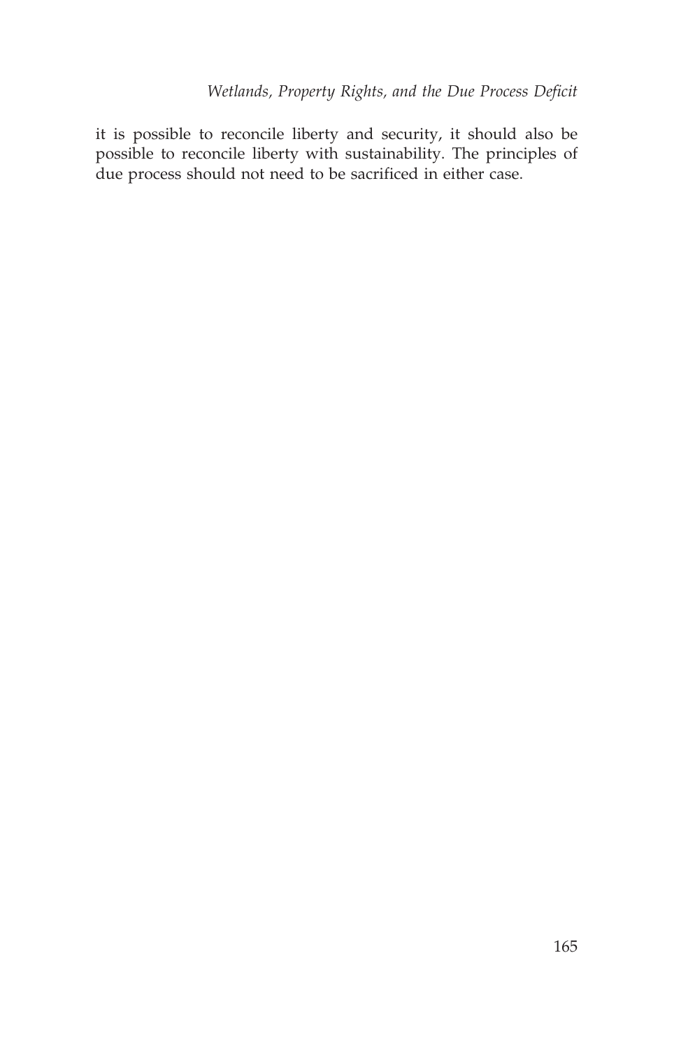it is possible to reconcile liberty and security, it should also be possible to reconcile liberty with sustainability. The principles of due process should not need to be sacrificed in either case.